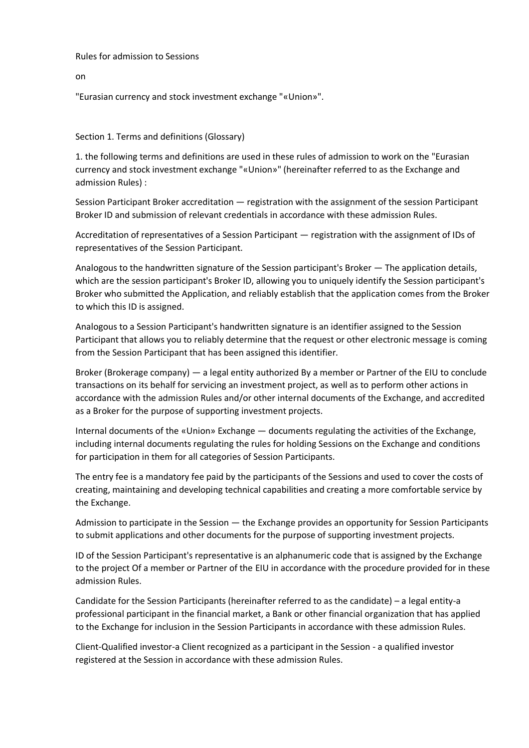Rules for admission to Sessions

on

"Eurasian currency and stock investment exchange "«Union»".

## Section 1. Terms and definitions (Glossary)

1. the following terms and definitions are used in these rules of admission to work on the "Eurasian currency and stock investment exchange "«Union»" (hereinafter referred to as the Exchange and admission Rules) :

Session Participant Broker accreditation — registration with the assignment of the session Participant Broker ID and submission of relevant credentials in accordance with these admission Rules.

Accreditation of representatives of a Session Participant — registration with the assignment of IDs of representatives of the Session Participant.

Analogous to the handwritten signature of the Session participant's Broker — The application details, which are the session participant's Broker ID, allowing you to uniquely identify the Session participant's Broker who submitted the Application, and reliably establish that the application comes from the Broker to which this ID is assigned.

Analogous to a Session Participant's handwritten signature is an identifier assigned to the Session Participant that allows you to reliably determine that the request or other electronic message is coming from the Session Participant that has been assigned this identifier.

Broker (Brokerage company) — a legal entity authorized By a member or Partner of the EIU to conclude transactions on its behalf for servicing an investment project, as well as to perform other actions in accordance with the admission Rules and/or other internal documents of the Exchange, and accredited as a Broker for the purpose of supporting investment projects.

Internal documents of the «Union» Exchange — documents regulating the activities of the Exchange, including internal documents regulating the rules for holding Sessions on the Exchange and conditions for participation in them for all categories of Session Participants.

The entry fee is a mandatory fee paid by the participants of the Sessions and used to cover the costs of creating, maintaining and developing technical capabilities and creating a more comfortable service by the Exchange.

Admission to participate in the Session — the Exchange provides an opportunity for Session Participants to submit applications and other documents for the purpose of supporting investment projects.

ID of the Session Participant's representative is an alphanumeric code that is assigned by the Exchange to the project Of a member or Partner of the EIU in accordance with the procedure provided for in these admission Rules.

Candidate for the Session Participants (hereinafter referred to as the candidate) – a legal entity-a professional participant in the financial market, a Bank or other financial organization that has applied to the Exchange for inclusion in the Session Participants in accordance with these admission Rules.

Client-Qualified investor-a Client recognized as a participant in the Session - a qualified investor registered at the Session in accordance with these admission Rules.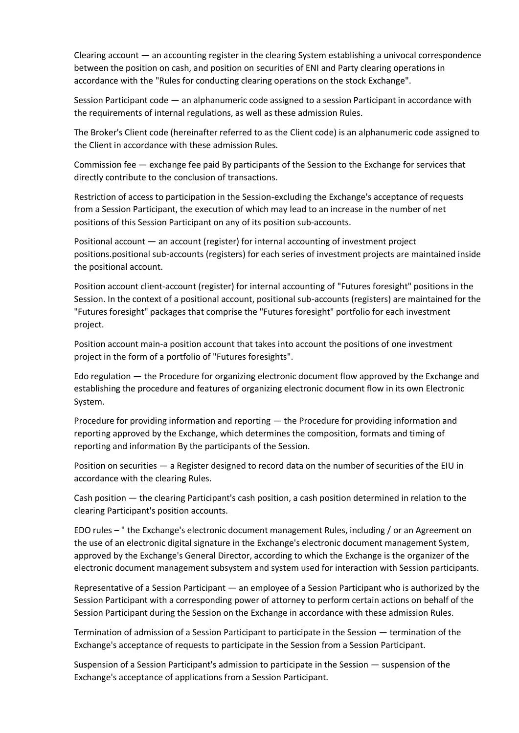Clearing account — an accounting register in the clearing System establishing a univocal correspondence between the position on cash, and position on securities of ENI and Party clearing operations in accordance with the "Rules for conducting clearing operations on the stock Exchange".

Session Participant code — an alphanumeric code assigned to a session Participant in accordance with the requirements of internal regulations, as well as these admission Rules.

The Broker's Client code (hereinafter referred to as the Client code) is an alphanumeric code assigned to the Client in accordance with these admission Rules.

Commission fee — exchange fee paid By participants of the Session to the Exchange for services that directly contribute to the conclusion of transactions.

Restriction of access to participation in the Session-excluding the Exchange's acceptance of requests from a Session Participant, the execution of which may lead to an increase in the number of net positions of this Session Participant on any of its position sub-accounts.

Positional account — an account (register) for internal accounting of investment project positions.positional sub-accounts (registers) for each series of investment projects are maintained inside the positional account.

Position account client-account (register) for internal accounting of "Futures foresight" positions in the Session. In the context of a positional account, positional sub-accounts (registers) are maintained for the "Futures foresight" packages that comprise the "Futures foresight" portfolio for each investment project.

Position account main-a position account that takes into account the positions of one investment project in the form of a portfolio of "Futures foresights".

Edo regulation — the Procedure for organizing electronic document flow approved by the Exchange and establishing the procedure and features of organizing electronic document flow in its own Electronic System.

Procedure for providing information and reporting — the Procedure for providing information and reporting approved by the Exchange, which determines the composition, formats and timing of reporting and information By the participants of the Session.

Position on securities — a Register designed to record data on the number of securities of the EIU in accordance with the clearing Rules.

Cash position — the clearing Participant's cash position, a cash position determined in relation to the clearing Participant's position accounts.

EDO rules – " the Exchange's electronic document management Rules, including / or an Agreement on the use of an electronic digital signature in the Exchange's electronic document management System, approved by the Exchange's General Director, according to which the Exchange is the organizer of the electronic document management subsystem and system used for interaction with Session participants.

Representative of a Session Participant — an employee of a Session Participant who is authorized by the Session Participant with a corresponding power of attorney to perform certain actions on behalf of the Session Participant during the Session on the Exchange in accordance with these admission Rules.

Termination of admission of a Session Participant to participate in the Session — termination of the Exchange's acceptance of requests to participate in the Session from a Session Participant.

Suspension of a Session Participant's admission to participate in the Session — suspension of the Exchange's acceptance of applications from a Session Participant.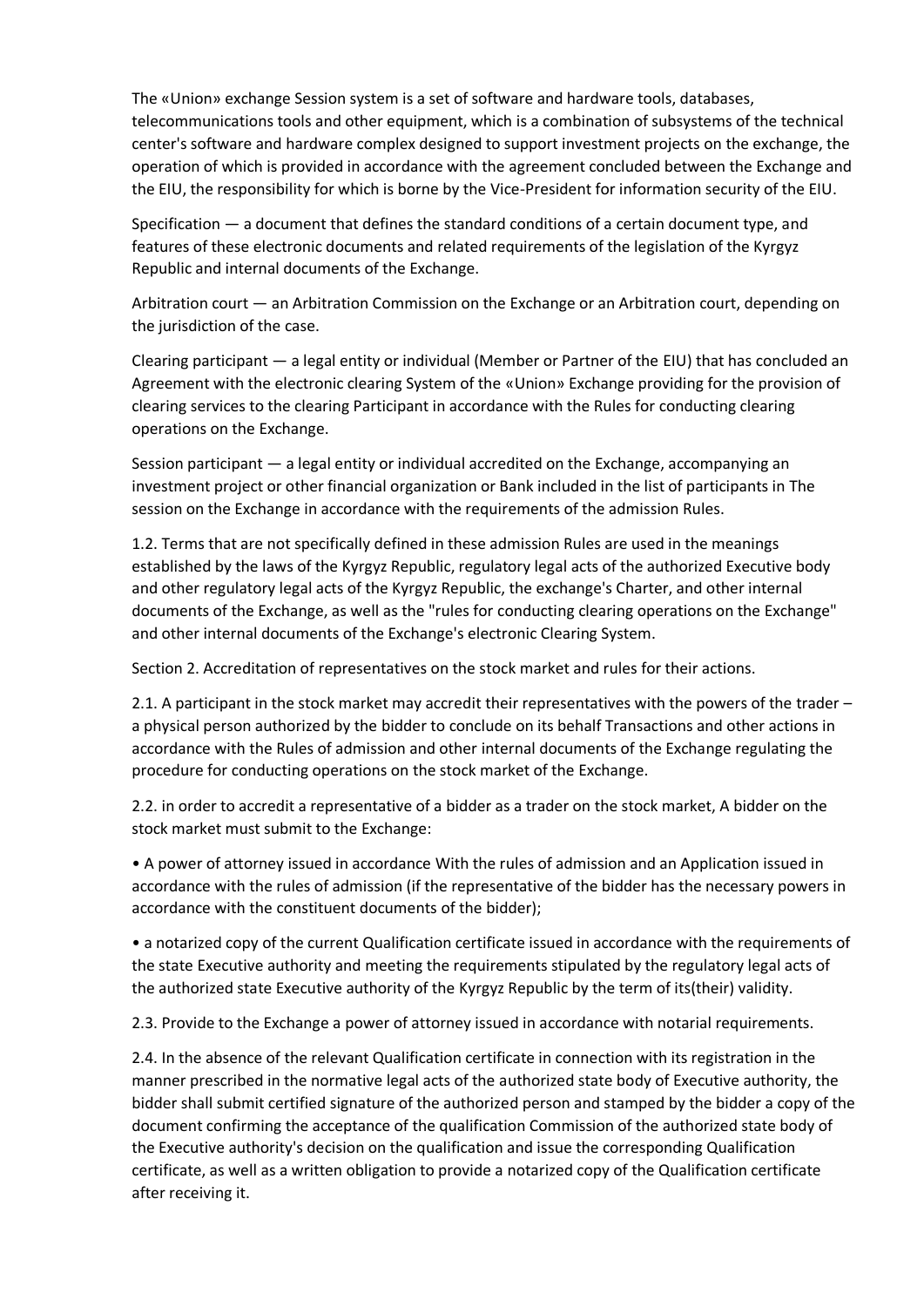The «Union» exchange Session system is a set of software and hardware tools, databases, telecommunications tools and other equipment, which is a combination of subsystems of the technical center's software and hardware complex designed to support investment projects on the exchange, the operation of which is provided in accordance with the agreement concluded between the Exchange and the EIU, the responsibility for which is borne by the Vice-President for information security of the EIU.

Specification — a document that defines the standard conditions of a certain document type, and features of these electronic documents and related requirements of the legislation of the Kyrgyz Republic and internal documents of the Exchange.

Arbitration court — an Arbitration Commission on the Exchange or an Arbitration court, depending on the jurisdiction of the case.

Clearing participant — a legal entity or individual (Member or Partner of the EIU) that has concluded an Agreement with the electronic clearing System of the «Union» Exchange providing for the provision of clearing services to the clearing Participant in accordance with the Rules for conducting clearing operations on the Exchange.

Session participant — a legal entity or individual accredited on the Exchange, accompanying an investment project or other financial organization or Bank included in the list of participants in The session on the Exchange in accordance with the requirements of the admission Rules.

1.2. Terms that are not specifically defined in these admission Rules are used in the meanings established by the laws of the Kyrgyz Republic, regulatory legal acts of the authorized Executive body and other regulatory legal acts of the Kyrgyz Republic, the exchange's Charter, and other internal documents of the Exchange, as well as the "rules for conducting clearing operations on the Exchange" and other internal documents of the Exchange's electronic Clearing System.

Section 2. Accreditation of representatives on the stock market and rules for their actions.

2.1. A participant in the stock market may accredit their representatives with the powers of the trader – a physical person authorized by the bidder to conclude on its behalf Transactions and other actions in accordance with the Rules of admission and other internal documents of the Exchange regulating the procedure for conducting operations on the stock market of the Exchange.

2.2. in order to accredit a representative of a bidder as a trader on the stock market, A bidder on the stock market must submit to the Exchange:

• A power of attorney issued in accordance With the rules of admission and an Application issued in accordance with the rules of admission (if the representative of the bidder has the necessary powers in accordance with the constituent documents of the bidder);

• a notarized copy of the current Qualification certificate issued in accordance with the requirements of the state Executive authority and meeting the requirements stipulated by the regulatory legal acts of the authorized state Executive authority of the Kyrgyz Republic by the term of its(their) validity.

2.3. Provide to the Exchange a power of attorney issued in accordance with notarial requirements.

2.4. In the absence of the relevant Qualification certificate in connection with its registration in the manner prescribed in the normative legal acts of the authorized state body of Executive authority, the bidder shall submit certified signature of the authorized person and stamped by the bidder a copy of the document confirming the acceptance of the qualification Commission of the authorized state body of the Executive authority's decision on the qualification and issue the corresponding Qualification certificate, as well as a written obligation to provide a notarized copy of the Qualification certificate after receiving it.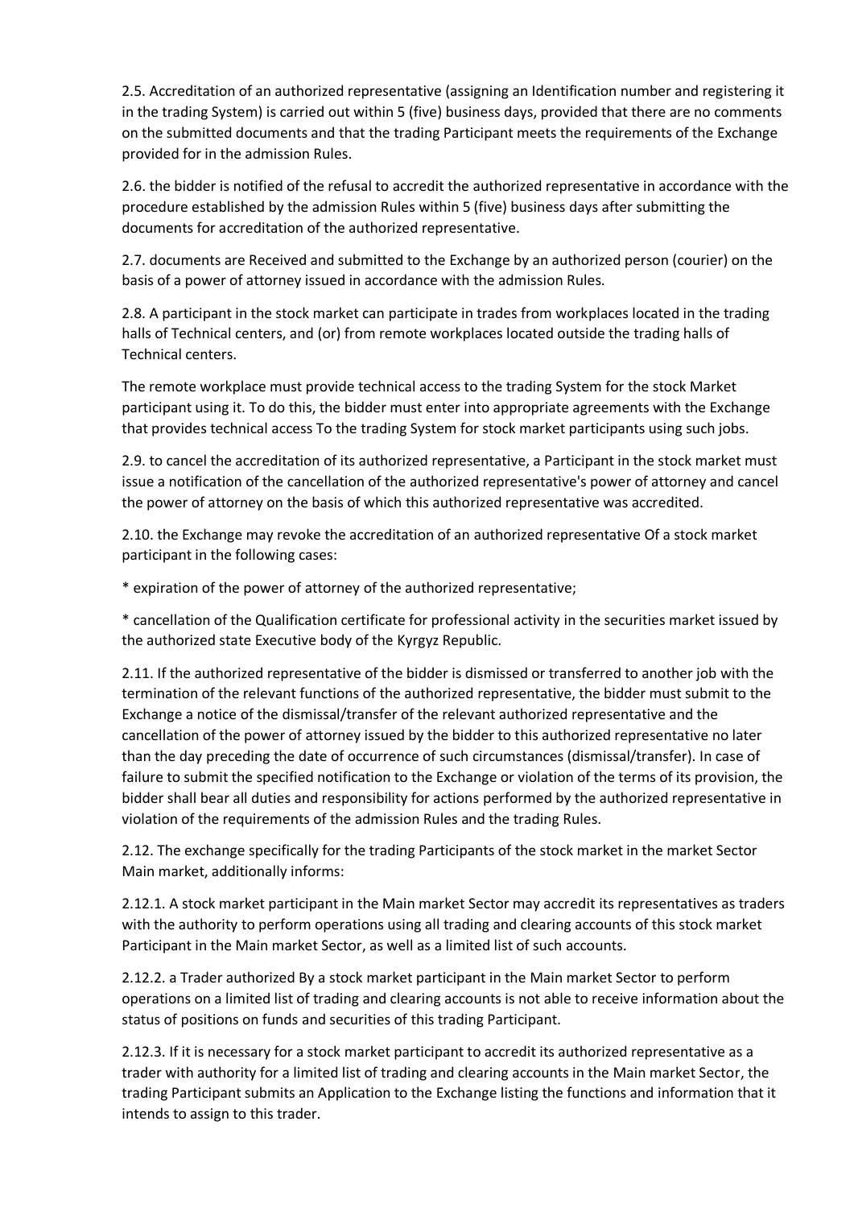2.5. Accreditation of an authorized representative (assigning an Identification number and registering it in the trading System) is carried out within 5 (five) business days, provided that there are no comments on the submitted documents and that the trading Participant meets the requirements of the Exchange provided for in the admission Rules.

2.6. the bidder is notified of the refusal to accredit the authorized representative in accordance with the procedure established by the admission Rules within 5 (five) business days after submitting the documents for accreditation of the authorized representative.

2.7. documents are Received and submitted to the Exchange by an authorized person (courier) on the basis of a power of attorney issued in accordance with the admission Rules.

2.8. A participant in the stock market can participate in trades from workplaces located in the trading halls of Technical centers, and (or) from remote workplaces located outside the trading halls of Technical centers.

The remote workplace must provide technical access to the trading System for the stock Market participant using it. To do this, the bidder must enter into appropriate agreements with the Exchange that provides technical access To the trading System for stock market participants using such jobs.

2.9. to cancel the accreditation of its authorized representative, a Participant in the stock market must issue a notification of the cancellation of the authorized representative's power of attorney and cancel the power of attorney on the basis of which this authorized representative was accredited.

2.10. the Exchange may revoke the accreditation of an authorized representative Of a stock market participant in the following cases:

* expiration of the power of attorney of the authorized representative;

* cancellation of the Qualification certificate for professional activity in the securities market issued by the authorized state Executive body of the Kyrgyz Republic.

2.11. If the authorized representative of the bidder is dismissed or transferred to another job with the termination of the relevant functions of the authorized representative, the bidder must submit to the Exchange a notice of the dismissal/transfer of the relevant authorized representative and the cancellation of the power of attorney issued by the bidder to this authorized representative no later than the day preceding the date of occurrence of such circumstances (dismissal/transfer). In case of failure to submit the specified notification to the Exchange or violation of the terms of its provision, the bidder shall bear all duties and responsibility for actions performed by the authorized representative in violation of the requirements of the admission Rules and the trading Rules.

2.12. The exchange specifically for the trading Participants of the stock market in the market Sector Main market, additionally informs:

2.12.1. A stock market participant in the Main market Sector may accredit its representatives as traders with the authority to perform operations using all trading and clearing accounts of this stock market Participant in the Main market Sector, as well as a limited list of such accounts.

2.12.2. a Trader authorized By a stock market participant in the Main market Sector to perform operations on a limited list of trading and clearing accounts is not able to receive information about the status of positions on funds and securities of this trading Participant.

2.12.3. If it is necessary for a stock market participant to accredit its authorized representative as a trader with authority for a limited list of trading and clearing accounts in the Main market Sector, the trading Participant submits an Application to the Exchange listing the functions and information that it intends to assign to this trader.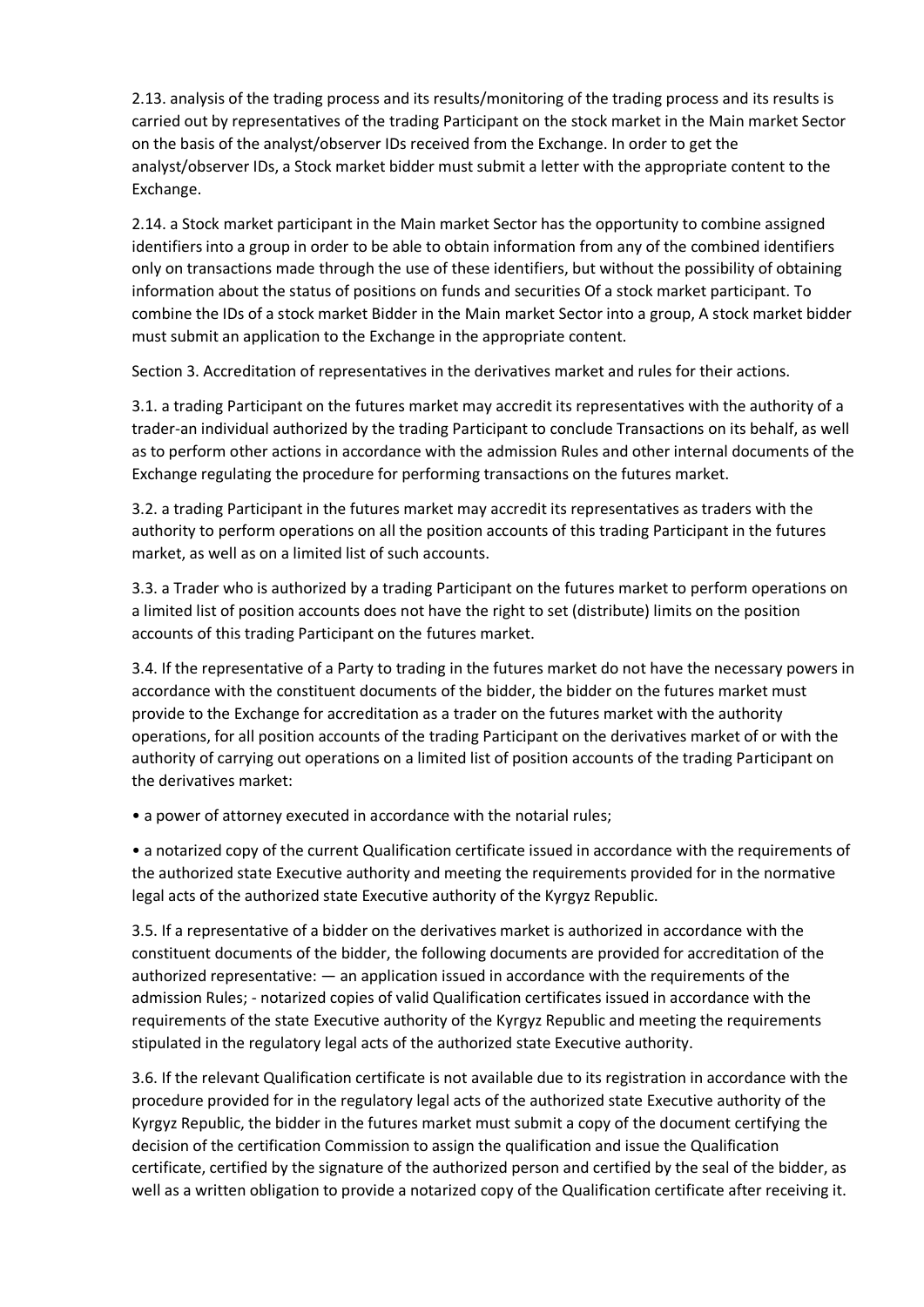2.13. analysis of the trading process and its results/monitoring of the trading process and its results is carried out by representatives of the trading Participant on the stock market in the Main market Sector on the basis of the analyst/observer IDs received from the Exchange. In order to get the analyst/observer IDs, a Stock market bidder must submit a letter with the appropriate content to the Exchange.

2.14. a Stock market participant in the Main market Sector has the opportunity to combine assigned identifiers into a group in order to be able to obtain information from any of the combined identifiers only on transactions made through the use of these identifiers, but without the possibility of obtaining information about the status of positions on funds and securities Of a stock market participant. To combine the IDs of a stock market Bidder in the Main market Sector into a group, A stock market bidder must submit an application to the Exchange in the appropriate content.

Section 3. Accreditation of representatives in the derivatives market and rules for their actions.

3.1. a trading Participant on the futures market may accredit its representatives with the authority of a trader-an individual authorized by the trading Participant to conclude Transactions on its behalf, as well as to perform other actions in accordance with the admission Rules and other internal documents of the Exchange regulating the procedure for performing transactions on the futures market.

3.2. a trading Participant in the futures market may accredit its representatives as traders with the authority to perform operations on all the position accounts of this trading Participant in the futures market, as well as on a limited list of such accounts.

3.3. a Trader who is authorized by a trading Participant on the futures market to perform operations on a limited list of position accounts does not have the right to set (distribute) limits on the position accounts of this trading Participant on the futures market.

3.4. If the representative of a Party to trading in the futures market do not have the necessary powers in accordance with the constituent documents of the bidder, the bidder on the futures market must provide to the Exchange for accreditation as a trader on the futures market with the authority operations, for all position accounts of the trading Participant on the derivatives market of or with the authority of carrying out operations on a limited list of position accounts of the trading Participant on the derivatives market:

• a power of attorney executed in accordance with the notarial rules;

• a notarized copy of the current Qualification certificate issued in accordance with the requirements of the authorized state Executive authority and meeting the requirements provided for in the normative legal acts of the authorized state Executive authority of the Kyrgyz Republic.

3.5. If a representative of a bidder on the derivatives market is authorized in accordance with the constituent documents of the bidder, the following documents are provided for accreditation of the authorized representative: — an application issued in accordance with the requirements of the admission Rules; - notarized copies of valid Qualification certificates issued in accordance with the requirements of the state Executive authority of the Kyrgyz Republic and meeting the requirements stipulated in the regulatory legal acts of the authorized state Executive authority.

3.6. If the relevant Qualification certificate is not available due to its registration in accordance with the procedure provided for in the regulatory legal acts of the authorized state Executive authority of the Kyrgyz Republic, the bidder in the futures market must submit a copy of the document certifying the decision of the certification Commission to assign the qualification and issue the Qualification certificate, certified by the signature of the authorized person and certified by the seal of the bidder, as well as a written obligation to provide a notarized copy of the Qualification certificate after receiving it.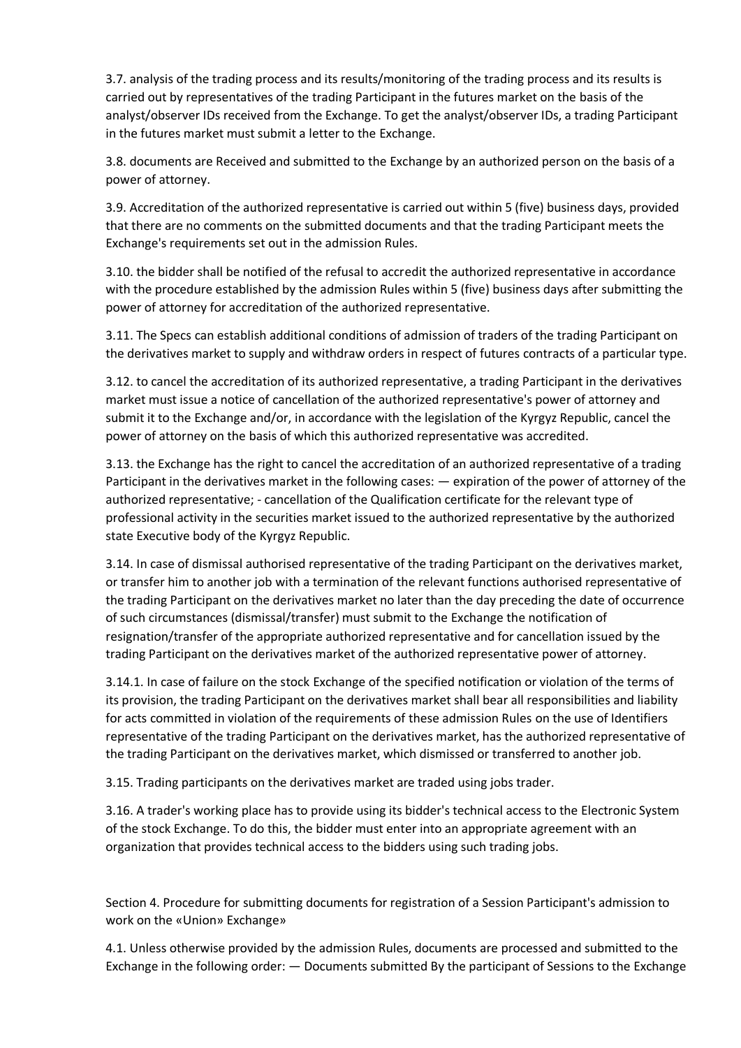3.7. analysis of the trading process and its results/monitoring of the trading process and its results is carried out by representatives of the trading Participant in the futures market on the basis of the analyst/observer IDs received from the Exchange. To get the analyst/observer IDs, a trading Participant in the futures market must submit a letter to the Exchange.

3.8. documents are Received and submitted to the Exchange by an authorized person on the basis of a power of attorney.

3.9. Accreditation of the authorized representative is carried out within 5 (five) business days, provided that there are no comments on the submitted documents and that the trading Participant meets the Exchange's requirements set out in the admission Rules.

3.10. the bidder shall be notified of the refusal to accredit the authorized representative in accordance with the procedure established by the admission Rules within 5 (five) business days after submitting the power of attorney for accreditation of the authorized representative.

3.11. The Specs can establish additional conditions of admission of traders of the trading Participant on the derivatives market to supply and withdraw orders in respect of futures contracts of a particular type.

3.12. to cancel the accreditation of its authorized representative, a trading Participant in the derivatives market must issue a notice of cancellation of the authorized representative's power of attorney and submit it to the Exchange and/or, in accordance with the legislation of the Kyrgyz Republic, cancel the power of attorney on the basis of which this authorized representative was accredited.

3.13. the Exchange has the right to cancel the accreditation of an authorized representative of a trading Participant in the derivatives market in the following cases: — expiration of the power of attorney of the authorized representative; - cancellation of the Qualification certificate for the relevant type of professional activity in the securities market issued to the authorized representative by the authorized state Executive body of the Kyrgyz Republic.

3.14. In case of dismissal authorised representative of the trading Participant on the derivatives market, or transfer him to another job with a termination of the relevant functions authorised representative of the trading Participant on the derivatives market no later than the day preceding the date of occurrence of such circumstances (dismissal/transfer) must submit to the Exchange the notification of resignation/transfer of the appropriate authorized representative and for cancellation issued by the trading Participant on the derivatives market of the authorized representative power of attorney.

3.14.1. In case of failure on the stock Exchange of the specified notification or violation of the terms of its provision, the trading Participant on the derivatives market shall bear all responsibilities and liability for acts committed in violation of the requirements of these admission Rules on the use of Identifiers representative of the trading Participant on the derivatives market, has the authorized representative of the trading Participant on the derivatives market, which dismissed or transferred to another job.

3.15. Trading participants on the derivatives market are traded using jobs trader.

3.16. A trader's working place has to provide using its bidder's technical access to the Electronic System of the stock Exchange. To do this, the bidder must enter into an appropriate agreement with an organization that provides technical access to the bidders using such trading jobs.

## Section 4. Procedure for submitting documents for registration of a Session Participant's admission to work on the «Union» Exchange»

4.1. Unless otherwise provided by the admission Rules, documents are processed and submitted to the Exchange in the following order: — Documents submitted By the participant of Sessions to the Exchange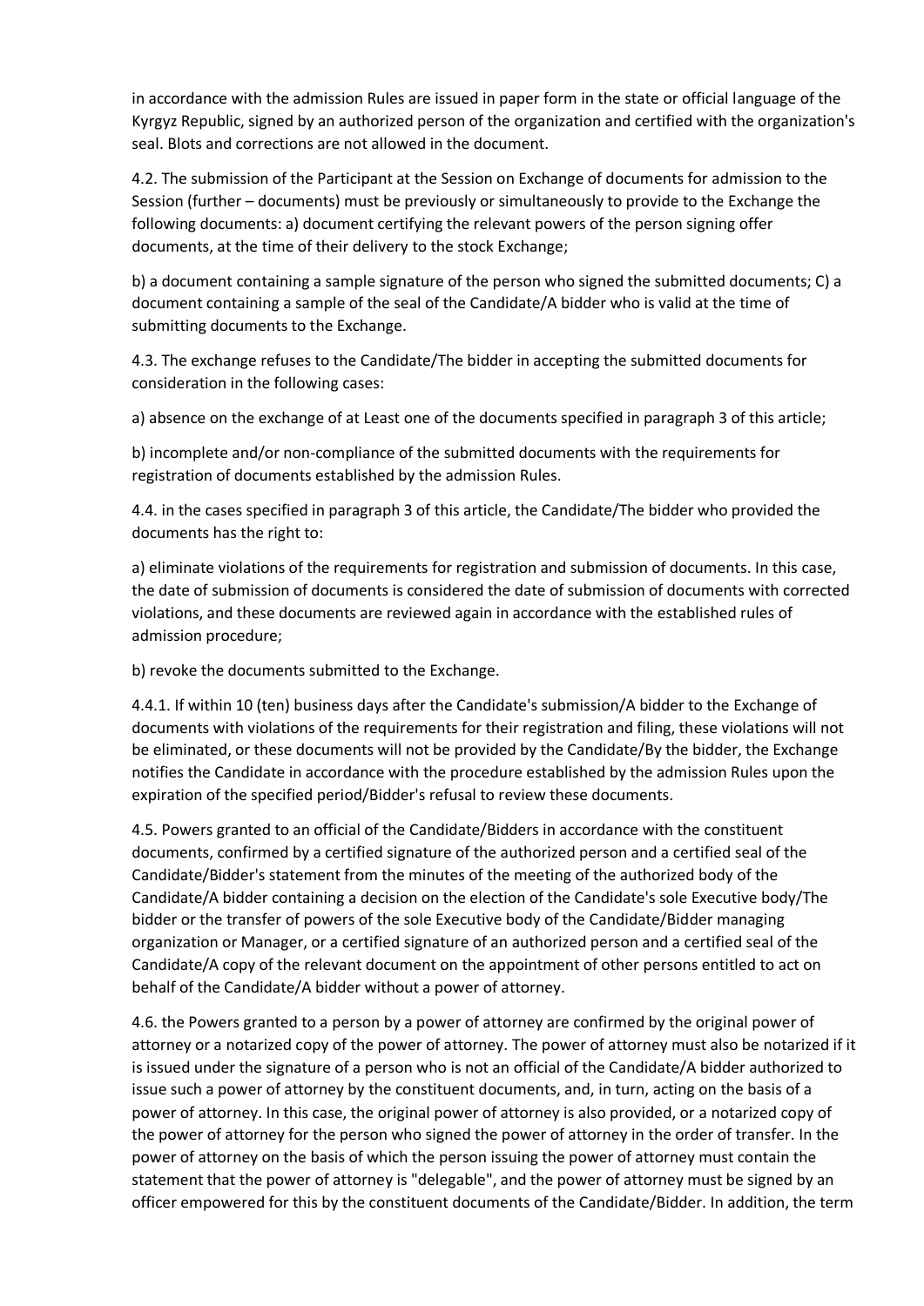in accordance with the admission Rules are issued in paper form in the state or official language of the Kyrgyz Republic, signed by an authorized person of the organization and certified with the organization's seal. Blots and corrections are not allowed in the document.

4.2. The submission of the Participant at the Session on Exchange of documents for admission to the Session (further – documents) must be previously or simultaneously to provide to the Exchange the following documents: a) document certifying the relevant powers of the person signing offer documents, at the time of their delivery to the stock Exchange;

b) a document containing a sample signature of the person who signed the submitted documents; C) a document containing a sample of the seal of the Candidate/A bidder who is valid at the time of submitting documents to the Exchange.

4.3. The exchange refuses to the Candidate/The bidder in accepting the submitted documents for consideration in the following cases:

a) absence on the exchange of at Least one of the documents specified in paragraph 3 of this article;

b) incomplete and/or non-compliance of the submitted documents with the requirements for registration of documents established by the admission Rules.

4.4. in the cases specified in paragraph 3 of this article, the Candidate/The bidder who provided the documents has the right to:

a) eliminate violations of the requirements for registration and submission of documents. In this case, the date of submission of documents is considered the date of submission of documents with corrected violations, and these documents are reviewed again in accordance with the established rules of admission procedure;

b) revoke the documents submitted to the Exchange.

4.4.1. If within 10 (ten) business days after the Candidate's submission/A bidder to the Exchange of documents with violations of the requirements for their registration and filing, these violations will not be eliminated, or these documents will not be provided by the Candidate/By the bidder, the Exchange notifies the Candidate in accordance with the procedure established by the admission Rules upon the expiration of the specified period/Bidder's refusal to review these documents.

4.5. Powers granted to an official of the Candidate/Bidders in accordance with the constituent documents, confirmed by a certified signature of the authorized person and a certified seal of the Candidate/Bidder's statement from the minutes of the meeting of the authorized body of the Candidate/A bidder containing a decision on the election of the Candidate's sole Executive body/The bidder or the transfer of powers of the sole Executive body of the Candidate/Bidder managing organization or Manager, or a certified signature of an authorized person and a certified seal of the Candidate/A copy of the relevant document on the appointment of other persons entitled to act on behalf of the Candidate/A bidder without a power of attorney.

4.6. the Powers granted to a person by a power of attorney are confirmed by the original power of attorney or a notarized copy of the power of attorney. The power of attorney must also be notarized if it is issued under the signature of a person who is not an official of the Candidate/A bidder authorized to issue such a power of attorney by the constituent documents, and, in turn, acting on the basis of a power of attorney. In this case, the original power of attorney is also provided, or a notarized copy of the power of attorney for the person who signed the power of attorney in the order of transfer. In the power of attorney on the basis of which the person issuing the power of attorney must contain the statement that the power of attorney is "delegable", and the power of attorney must be signed by an officer empowered for this by the constituent documents of the Candidate/Bidder. In addition, the term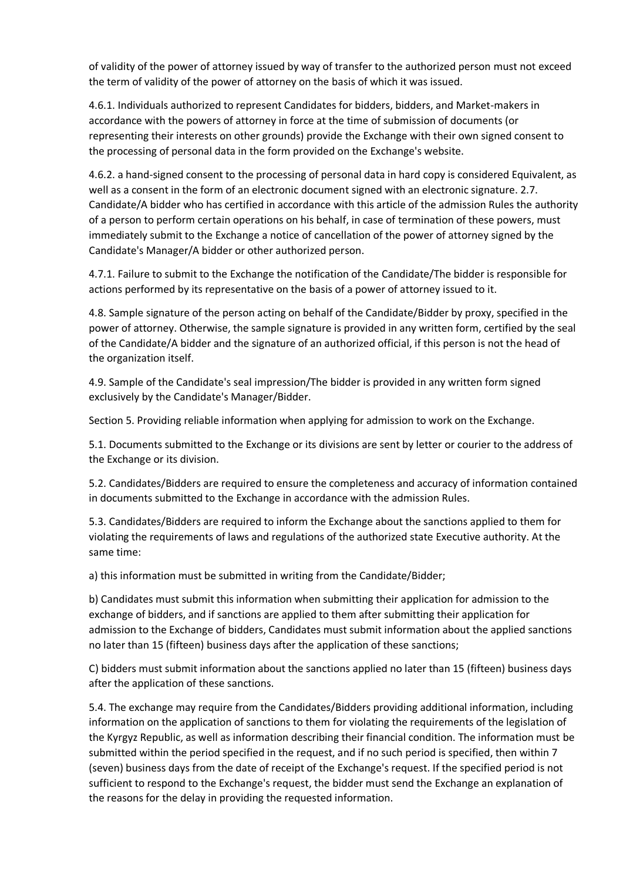of validity of the power of attorney issued by way of transfer to the authorized person must not exceed the term of validity of the power of attorney on the basis of which it was issued.

4.6.1. Individuals authorized to represent Candidates for bidders, bidders, and Market-makers in accordance with the powers of attorney in force at the time of submission of documents (or representing their interests on other grounds) provide the Exchange with their own signed consent to the processing of personal data in the form provided on the Exchange's website.

4.6.2. a hand-signed consent to the processing of personal data in hard copy is considered Equivalent, as well as a consent in the form of an electronic document signed with an electronic signature. 2.7. Candidate/A bidder who has certified in accordance with this article of the admission Rules the authority of a person to perform certain operations on his behalf, in case of termination of these powers, must immediately submit to the Exchange a notice of cancellation of the power of attorney signed by the Candidate's Manager/A bidder or other authorized person.

4.7.1. Failure to submit to the Exchange the notification of the Candidate/The bidder is responsible for actions performed by its representative on the basis of a power of attorney issued to it.

4.8. Sample signature of the person acting on behalf of the Candidate/Bidder by proxy, specified in the power of attorney. Otherwise, the sample signature is provided in any written form, certified by the seal of the Candidate/A bidder and the signature of an authorized official, if this person is not the head of the organization itself.

4.9. Sample of the Candidate's seal impression/The bidder is provided in any written form signed exclusively by the Candidate's Manager/Bidder.

Section 5. Providing reliable information when applying for admission to work on the Exchange.

5.1. Documents submitted to the Exchange or its divisions are sent by letter or courier to the address of the Exchange or its division.

5.2. Candidates/Bidders are required to ensure the completeness and accuracy of information contained in documents submitted to the Exchange in accordance with the admission Rules.

5.3. Candidates/Bidders are required to inform the Exchange about the sanctions applied to them for violating the requirements of laws and regulations of the authorized state Executive authority. At the same time:

a) this information must be submitted in writing from the Candidate/Bidder;

b) Candidates must submit this information when submitting their application for admission to the exchange of bidders, and if sanctions are applied to them after submitting their application for admission to the Exchange of bidders, Candidates must submit information about the applied sanctions no later than 15 (fifteen) business days after the application of these sanctions;

C) bidders must submit information about the sanctions applied no later than 15 (fifteen) business days after the application of these sanctions.

5.4. The exchange may require from the Candidates/Bidders providing additional information, including information on the application of sanctions to them for violating the requirements of the legislation of the Kyrgyz Republic, as well as information describing their financial condition. The information must be submitted within the period specified in the request, and if no such period is specified, then within 7 (seven) business days from the date of receipt of the Exchange's request. If the specified period is not sufficient to respond to the Exchange's request, the bidder must send the Exchange an explanation of the reasons for the delay in providing the requested information.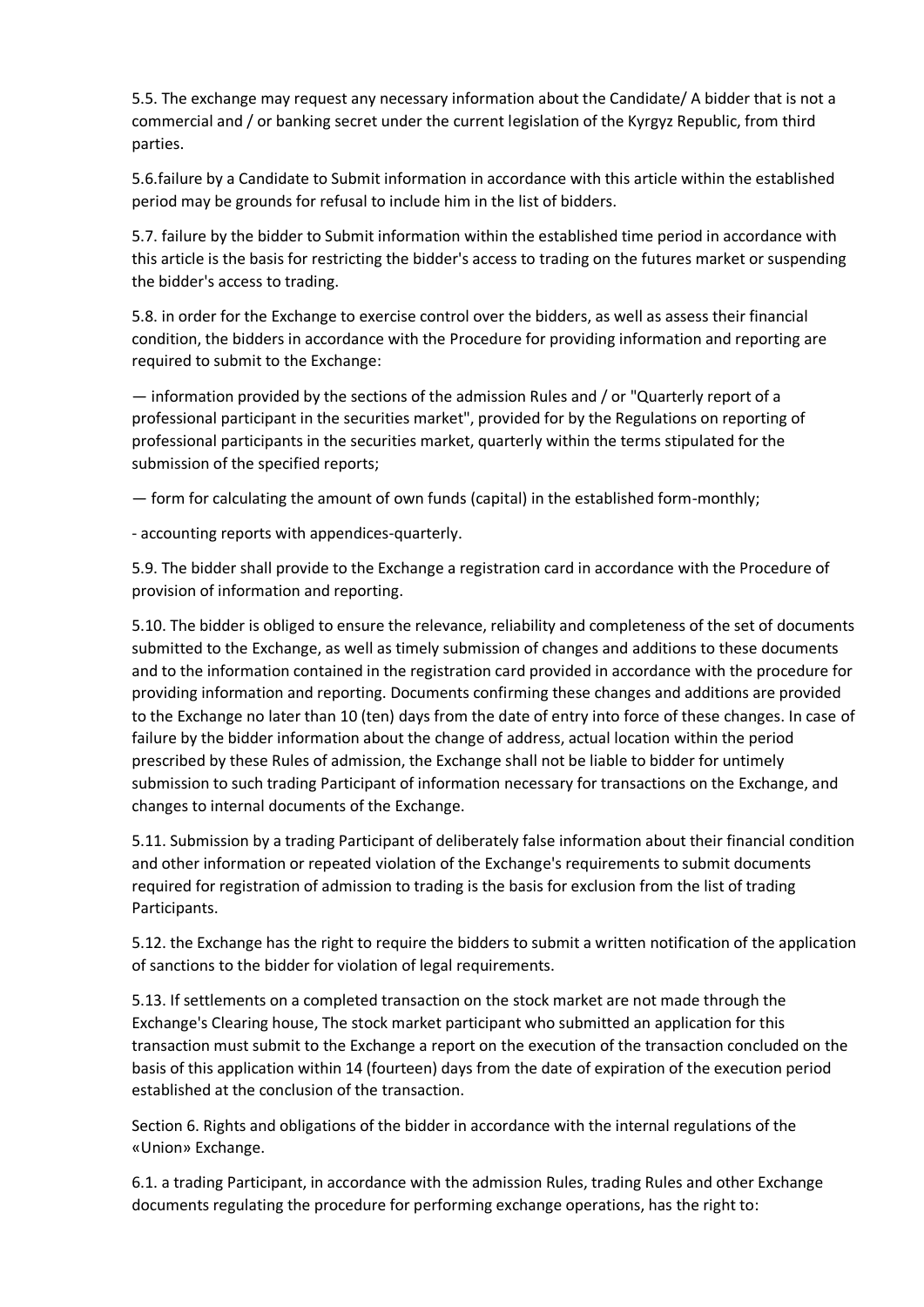5.5. The exchange may request any necessary information about the Candidate/ A bidder that is not a commercial and / or banking secret under the current legislation of the Kyrgyz Republic, from third parties.

5.6.failure by a Candidate to Submit information in accordance with this article within the established period may be grounds for refusal to include him in the list of bidders.

5.7. failure by the bidder to Submit information within the established time period in accordance with this article is the basis for restricting the bidder's access to trading on the futures market or suspending the bidder's access to trading.

5.8. in order for the Exchange to exercise control over the bidders, as well as assess their financial condition, the bidders in accordance with the Procedure for providing information and reporting are required to submit to the Exchange:

— information provided by the sections of the admission Rules and / or "Quarterly report of a professional participant in the securities market", provided for by the Regulations on reporting of professional participants in the securities market, quarterly within the terms stipulated for the submission of the specified reports;

— form for calculating the amount of own funds (capital) in the established form-monthly;

- accounting reports with appendices-quarterly.

5.9. The bidder shall provide to the Exchange a registration card in accordance with the Procedure of provision of information and reporting.

5.10. The bidder is obliged to ensure the relevance, reliability and completeness of the set of documents submitted to the Exchange, as well as timely submission of changes and additions to these documents and to the information contained in the registration card provided in accordance with the procedure for providing information and reporting. Documents confirming these changes and additions are provided to the Exchange no later than 10 (ten) days from the date of entry into force of these changes. In case of failure by the bidder information about the change of address, actual location within the period prescribed by these Rules of admission, the Exchange shall not be liable to bidder for untimely submission to such trading Participant of information necessary for transactions on the Exchange, and changes to internal documents of the Exchange.

5.11. Submission by a trading Participant of deliberately false information about their financial condition and other information or repeated violation of the Exchange's requirements to submit documents required for registration of admission to trading is the basis for exclusion from the list of trading Participants.

5.12. the Exchange has the right to require the bidders to submit a written notification of the application of sanctions to the bidder for violation of legal requirements.

5.13. If settlements on a completed transaction on the stock market are not made through the Exchange's Clearing house, The stock market participant who submitted an application for this transaction must submit to the Exchange a report on the execution of the transaction concluded on the basis of this application within 14 (fourteen) days from the date of expiration of the execution period established at the conclusion of the transaction.

Section 6. Rights and obligations of the bidder in accordance with the internal regulations of the «Union» Exchange.

6.1. a trading Participant, in accordance with the admission Rules, trading Rules and other Exchange documents regulating the procedure for performing exchange operations, has the right to: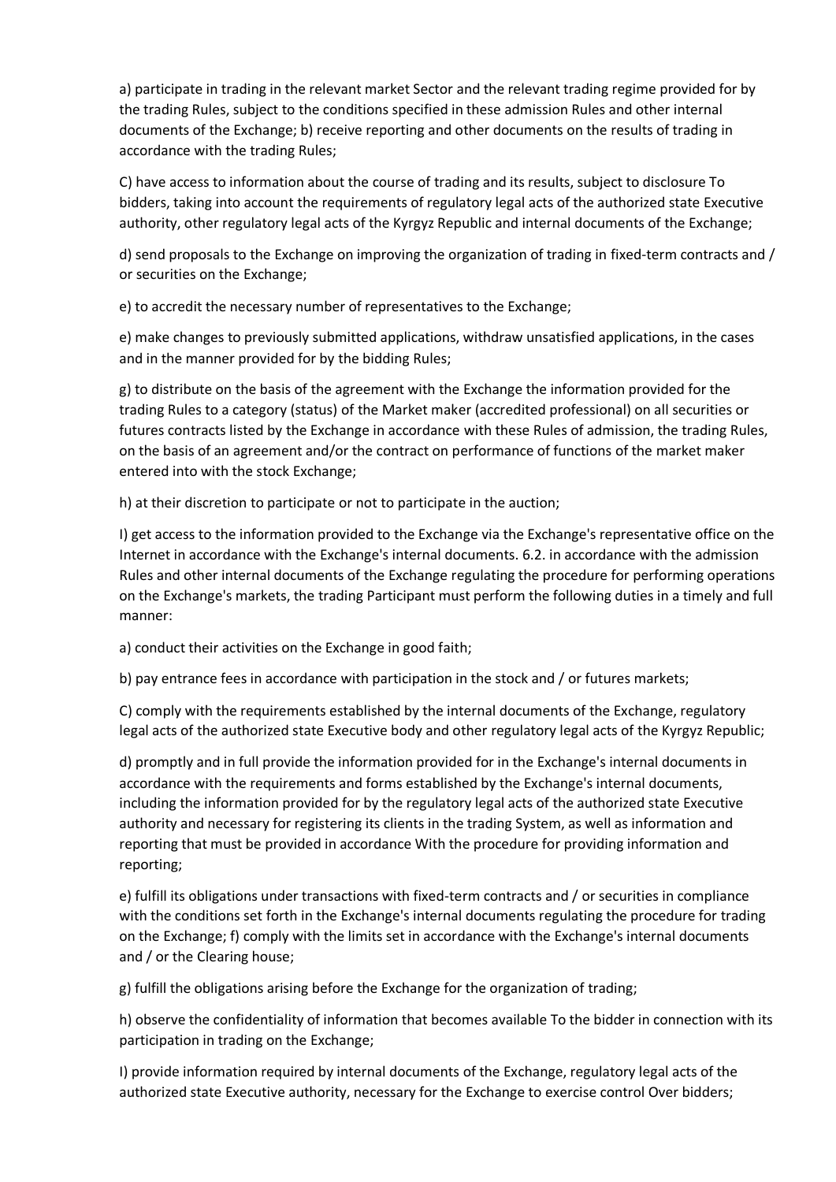a) participate in trading in the relevant market Sector and the relevant trading regime provided for by the trading Rules, subject to the conditions specified in these admission Rules and other internal documents of the Exchange; b) receive reporting and other documents on the results of trading in accordance with the trading Rules;

C) have access to information about the course of trading and its results, subject to disclosure To bidders, taking into account the requirements of regulatory legal acts of the authorized state Executive authority, other regulatory legal acts of the Kyrgyz Republic and internal documents of the Exchange;

d) send proposals to the Exchange on improving the organization of trading in fixed-term contracts and / or securities on the Exchange;

e) to accredit the necessary number of representatives to the Exchange;

e) make changes to previously submitted applications, withdraw unsatisfied applications, in the cases and in the manner provided for by the bidding Rules;

g) to distribute on the basis of the agreement with the Exchange the information provided for the trading Rules to a category (status) of the Market maker (accredited professional) on all securities or futures contracts listed by the Exchange in accordance with these Rules of admission, the trading Rules, on the basis of an agreement and/or the contract on performance of functions of the market maker entered into with the stock Exchange;

h) at their discretion to participate or not to participate in the auction;

I) get access to the information provided to the Exchange via the Exchange's representative office on the Internet in accordance with the Exchange's internal documents. 6.2. in accordance with the admission Rules and other internal documents of the Exchange regulating the procedure for performing operations on the Exchange's markets, the trading Participant must perform the following duties in a timely and full manner:

a) conduct their activities on the Exchange in good faith;

b) pay entrance fees in accordance with participation in the stock and / or futures markets;

C) comply with the requirements established by the internal documents of the Exchange, regulatory legal acts of the authorized state Executive body and other regulatory legal acts of the Kyrgyz Republic;

d) promptly and in full provide the information provided for in the Exchange's internal documents in accordance with the requirements and forms established by the Exchange's internal documents, including the information provided for by the regulatory legal acts of the authorized state Executive authority and necessary for registering its clients in the trading System, as well as information and reporting that must be provided in accordance With the procedure for providing information and reporting;

e) fulfill its obligations under transactions with fixed-term contracts and / or securities in compliance with the conditions set forth in the Exchange's internal documents regulating the procedure for trading on the Exchange; f) comply with the limits set in accordance with the Exchange's internal documents and / or the Clearing house;

g) fulfill the obligations arising before the Exchange for the organization of trading;

h) observe the confidentiality of information that becomes available To the bidder in connection with its participation in trading on the Exchange;

I) provide information required by internal documents of the Exchange, regulatory legal acts of the authorized state Executive authority, necessary for the Exchange to exercise control Over bidders;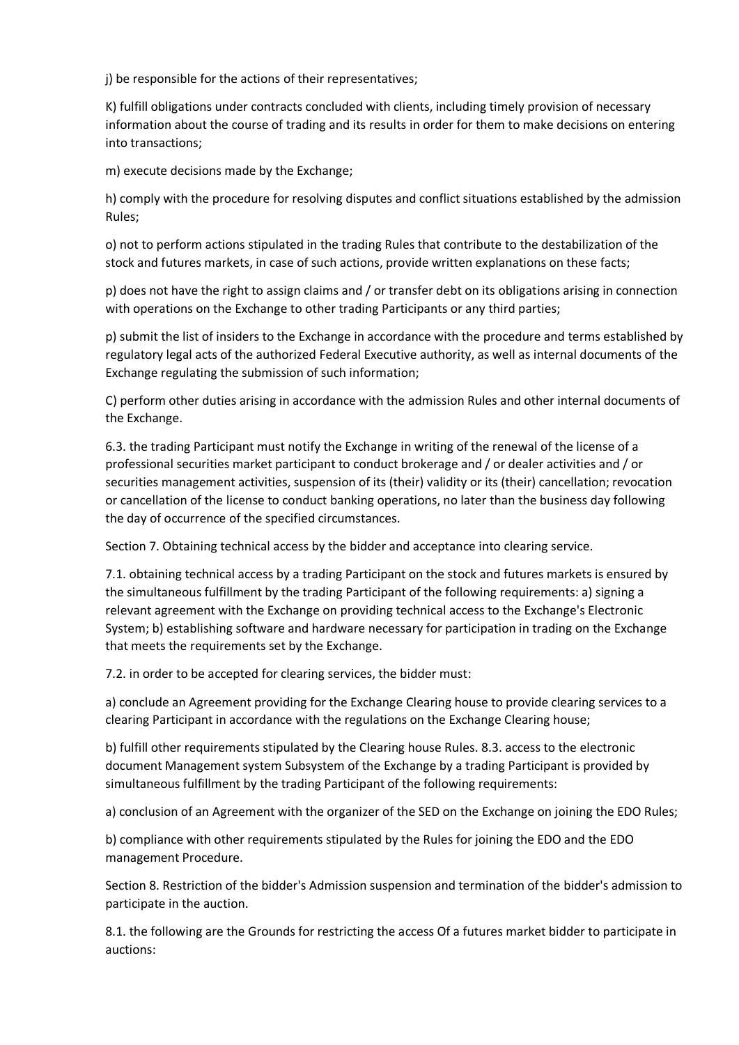j) be responsible for the actions of their representatives;

K) fulfill obligations under contracts concluded with clients, including timely provision of necessary information about the course of trading and its results in order for them to make decisions on entering into transactions;

m) execute decisions made by the Exchange;

h) comply with the procedure for resolving disputes and conflict situations established by the admission Rules;

o) not to perform actions stipulated in the trading Rules that contribute to the destabilization of the stock and futures markets, in case of such actions, provide written explanations on these facts;

p) does not have the right to assign claims and / or transfer debt on its obligations arising in connection with operations on the Exchange to other trading Participants or any third parties;

p) submit the list of insiders to the Exchange in accordance with the procedure and terms established by regulatory legal acts of the authorized Federal Executive authority, as well as internal documents of the Exchange regulating the submission of such information;

C) perform other duties arising in accordance with the admission Rules and other internal documents of the Exchange.

6.3. the trading Participant must notify the Exchange in writing of the renewal of the license of a professional securities market participant to conduct brokerage and / or dealer activities and / or securities management activities, suspension of its (their) validity or its (their) cancellation; revocation or cancellation of the license to conduct banking operations, no later than the business day following the day of occurrence of the specified circumstances.

Section 7. Obtaining technical access by the bidder and acceptance into clearing service.

7.1. obtaining technical access by a trading Participant on the stock and futures markets is ensured by the simultaneous fulfillment by the trading Participant of the following requirements: a) signing a relevant agreement with the Exchange on providing technical access to the Exchange's Electronic System; b) establishing software and hardware necessary for participation in trading on the Exchange that meets the requirements set by the Exchange.

7.2. in order to be accepted for clearing services, the bidder must:

a) conclude an Agreement providing for the Exchange Clearing house to provide clearing services to a clearing Participant in accordance with the regulations on the Exchange Clearing house;

b) fulfill other requirements stipulated by the Clearing house Rules. 8.3. access to the electronic document Management system Subsystem of the Exchange by a trading Participant is provided by simultaneous fulfillment by the trading Participant of the following requirements:

a) conclusion of an Agreement with the organizer of the SED on the Exchange on joining the EDO Rules;

b) compliance with other requirements stipulated by the Rules for joining the EDO and the EDO management Procedure.

Section 8. Restriction of the bidder's Admission suspension and termination of the bidder's admission to participate in the auction.

8.1. the following are the Grounds for restricting the access Of a futures market bidder to participate in auctions: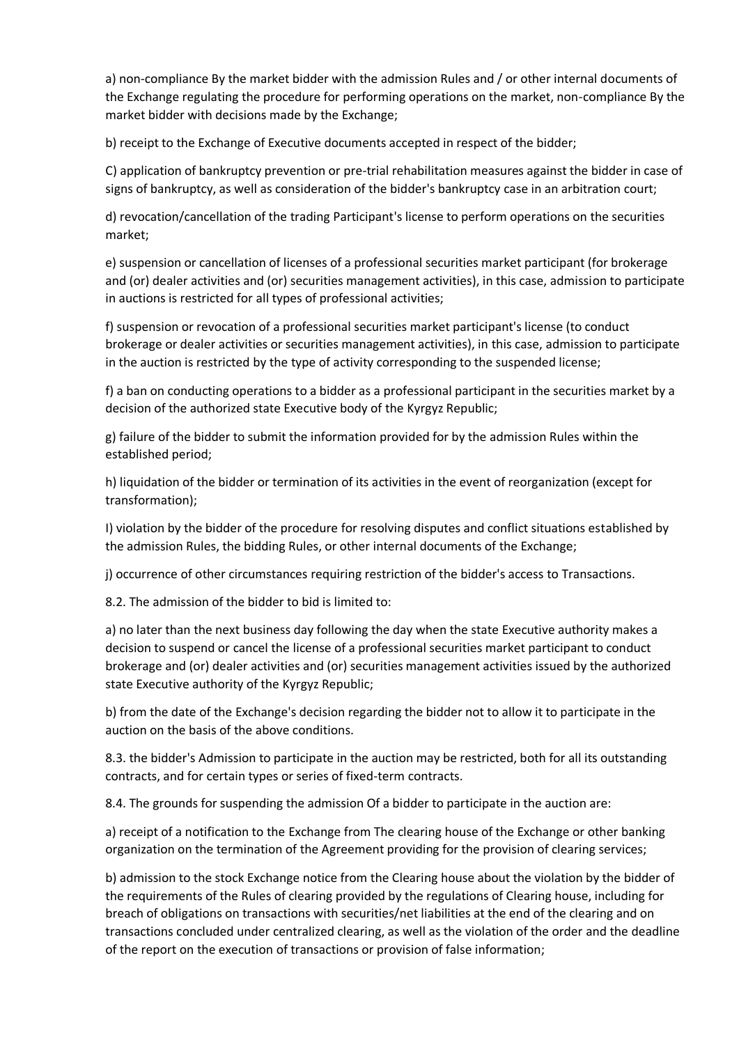a) non-compliance By the market bidder with the admission Rules and / or other internal documents of the Exchange regulating the procedure for performing operations on the market, non-compliance By the market bidder with decisions made by the Exchange;

b) receipt to the Exchange of Executive documents accepted in respect of the bidder;

C) application of bankruptcy prevention or pre-trial rehabilitation measures against the bidder in case of signs of bankruptcy, as well as consideration of the bidder's bankruptcy case in an arbitration court;

d) revocation/cancellation of the trading Participant's license to perform operations on the securities market;

e) suspension or cancellation of licenses of a professional securities market participant (for brokerage and (or) dealer activities and (or) securities management activities), in this case, admission to participate in auctions is restricted for all types of professional activities;

f) suspension or revocation of a professional securities market participant's license (to conduct brokerage or dealer activities or securities management activities), in this case, admission to participate in the auction is restricted by the type of activity corresponding to the suspended license;

f) a ban on conducting operations to a bidder as a professional participant in the securities market by a decision of the authorized state Executive body of the Kyrgyz Republic;

g) failure of the bidder to submit the information provided for by the admission Rules within the established period;

h) liquidation of the bidder or termination of its activities in the event of reorganization (except for transformation);

I) violation by the bidder of the procedure for resolving disputes and conflict situations established by the admission Rules, the bidding Rules, or other internal documents of the Exchange;

j) occurrence of other circumstances requiring restriction of the bidder's access to Transactions.

8.2. The admission of the bidder to bid is limited to:

a) no later than the next business day following the day when the state Executive authority makes a decision to suspend or cancel the license of a professional securities market participant to conduct brokerage and (or) dealer activities and (or) securities management activities issued by the authorized state Executive authority of the Kyrgyz Republic;

b) from the date of the Exchange's decision regarding the bidder not to allow it to participate in the auction on the basis of the above conditions.

8.3. the bidder's Admission to participate in the auction may be restricted, both for all its outstanding contracts, and for certain types or series of fixed-term contracts.

8.4. The grounds for suspending the admission Of a bidder to participate in the auction are:

a) receipt of a notification to the Exchange from The clearing house of the Exchange or other banking organization on the termination of the Agreement providing for the provision of clearing services;

b) admission to the stock Exchange notice from the Clearing house about the violation by the bidder of the requirements of the Rules of clearing provided by the regulations of Clearing house, including for breach of obligations on transactions with securities/net liabilities at the end of the clearing and on transactions concluded under centralized clearing, as well as the violation of the order and the deadline of the report on the execution of transactions or provision of false information;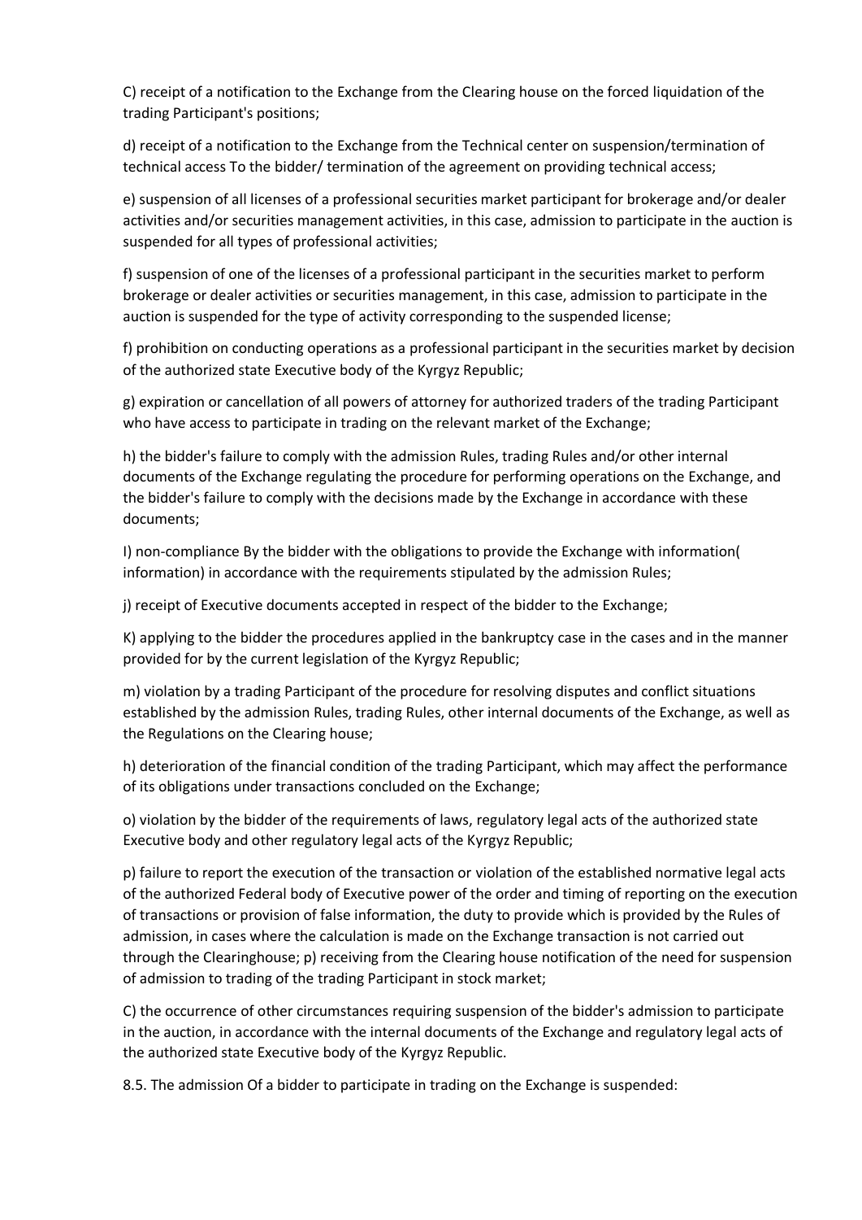C) receipt of a notification to the Exchange from the Clearing house on the forced liquidation of the trading Participant's positions;

d) receipt of a notification to the Exchange from the Technical center on suspension/termination of technical access To the bidder/ termination of the agreement on providing technical access;

e) suspension of all licenses of a professional securities market participant for brokerage and/or dealer activities and/or securities management activities, in this case, admission to participate in the auction is suspended for all types of professional activities;

f) suspension of one of the licenses of a professional participant in the securities market to perform brokerage or dealer activities or securities management, in this case, admission to participate in the auction is suspended for the type of activity corresponding to the suspended license;

f) prohibition on conducting operations as a professional participant in the securities market by decision of the authorized state Executive body of the Kyrgyz Republic;

g) expiration or cancellation of all powers of attorney for authorized traders of the trading Participant who have access to participate in trading on the relevant market of the Exchange;

h) the bidder's failure to comply with the admission Rules, trading Rules and/or other internal documents of the Exchange regulating the procedure for performing operations on the Exchange, and the bidder's failure to comply with the decisions made by the Exchange in accordance with these documents;

I) non-compliance By the bidder with the obligations to provide the Exchange with information( information) in accordance with the requirements stipulated by the admission Rules;

j) receipt of Executive documents accepted in respect of the bidder to the Exchange;

K) applying to the bidder the procedures applied in the bankruptcy case in the cases and in the manner provided for by the current legislation of the Kyrgyz Republic;

m) violation by a trading Participant of the procedure for resolving disputes and conflict situations established by the admission Rules, trading Rules, other internal documents of the Exchange, as well as the Regulations on the Clearing house;

h) deterioration of the financial condition of the trading Participant, which may affect the performance of its obligations under transactions concluded on the Exchange;

o) violation by the bidder of the requirements of laws, regulatory legal acts of the authorized state Executive body and other regulatory legal acts of the Kyrgyz Republic;

p) failure to report the execution of the transaction or violation of the established normative legal acts of the authorized Federal body of Executive power of the order and timing of reporting on the execution of transactions or provision of false information, the duty to provide which is provided by the Rules of admission, in cases where the calculation is made on the Exchange transaction is not carried out through the Clearinghouse; p) receiving from the Clearing house notification of the need for suspension of admission to trading of the trading Participant in stock market;

C) the occurrence of other circumstances requiring suspension of the bidder's admission to participate in the auction, in accordance with the internal documents of the Exchange and regulatory legal acts of the authorized state Executive body of the Kyrgyz Republic.

8.5. The admission Of a bidder to participate in trading on the Exchange is suspended: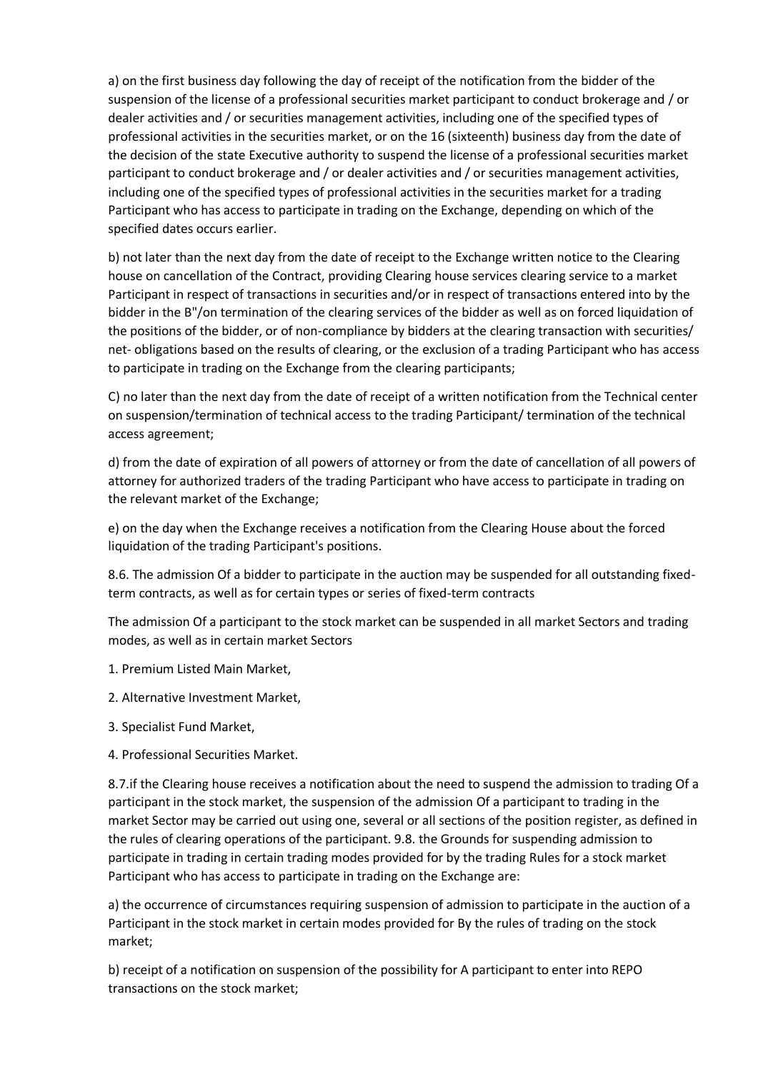a) on the first business day following the day of receipt of the notification from the bidder of the suspension of the license of a professional securities market participant to conduct brokerage and / or dealer activities and / or securities management activities, including one of the specified types of professional activities in the securities market, or on the 16 (sixteenth) business day from the date of the decision of the state Executive authority to suspend the license of a professional securities market participant to conduct brokerage and / or dealer activities and / or securities management activities, including one of the specified types of professional activities in the securities market for a trading Participant who has access to participate in trading on the Exchange, depending on which of the specified dates occurs earlier.

b) not later than the next day from the date of receipt to the Exchange written notice to the Clearing house on cancellation of the Contract, providing Clearing house services clearing service to a market Participant in respect of transactions in securities and/or in respect of transactions entered into by the bidder in the B"/on termination of the clearing services of the bidder as well as on forced liquidation of the positions of the bidder, or of non-compliance by bidders at the clearing transaction with securities/ net- obligations based on the results of clearing, or the exclusion of a trading Participant who has access to participate in trading on the Exchange from the clearing participants;

C) no later than the next day from the date of receipt of a written notification from the Technical center on suspension/termination of technical access to the trading Participant/ termination of the technical access agreement;

d) from the date of expiration of all powers of attorney or from the date of cancellation of all powers of attorney for authorized traders of the trading Participant who have access to participate in trading on the relevant market of the Exchange;

e) on the day when the Exchange receives a notification from the Clearing House about the forced liquidation of the trading Participant's positions.

8.6. The admission Of a bidder to participate in the auction may be suspended for all outstanding fixed-term contracts, as well as for certain types or series of fixed-term contracts

The admission Of a participant to the stock market can be suspended in all market Sectors and trading modes, as well as in certain market Sectors

1. Premium Listed Main Market,
2. Alternative Investment Market,
3. Specialist Fund Market,
4. Professional Securities Market.

8.7.if the Clearing house receives a notification about the need to suspend the admission to trading Of a participant in the stock market, the suspension of the admission Of a participant to trading in the market Sector may be carried out using one, several or all sections of the position register, as defined in the rules of clearing operations of the participant. 9.8. the Grounds for suspending admission to participate in trading in certain trading modes provided for by the trading Rules for a stock market Participant who has access to participate in trading on the Exchange are:

a) the occurrence of circumstances requiring suspension of admission to participate in the auction of a Participant in the stock market in certain modes provided for By the rules of trading on the stock market;

b) receipt of a notification on suspension of the possibility for A participant to enter into REPO transactions on the stock market;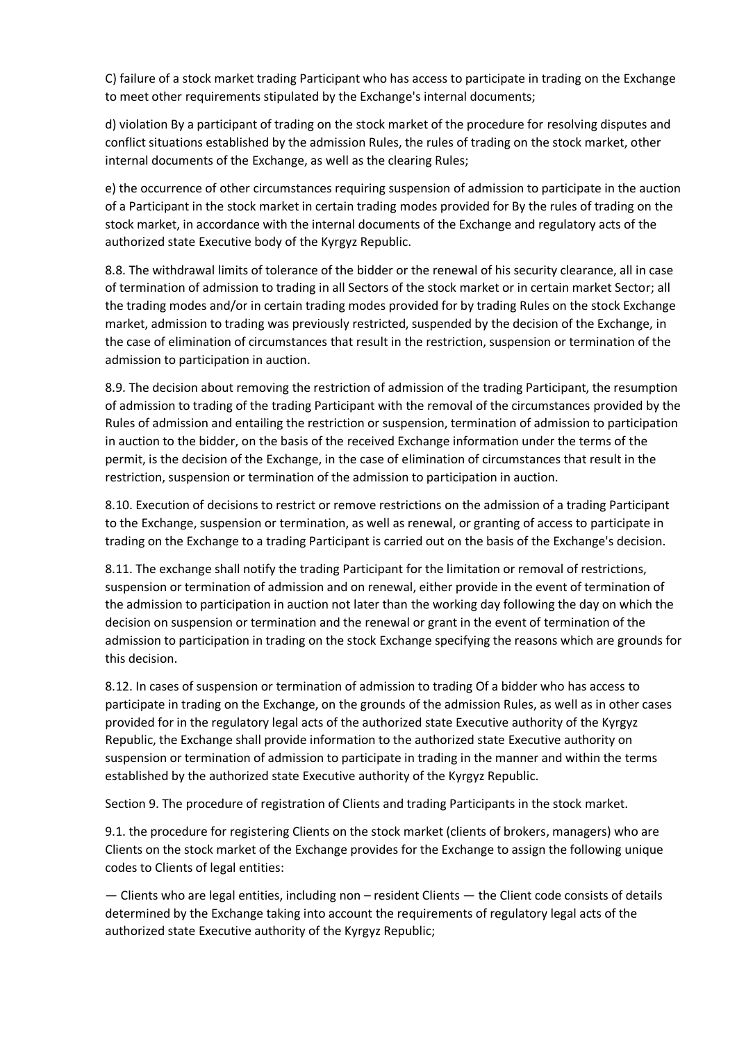C) failure of a stock market trading Participant who has access to participate in trading on the Exchange to meet other requirements stipulated by the Exchange's internal documents;

d) violation By a participant of trading on the stock market of the procedure for resolving disputes and conflict situations established by the admission Rules, the rules of trading on the stock market, other internal documents of the Exchange, as well as the clearing Rules;

e) the occurrence of other circumstances requiring suspension of admission to participate in the auction of a Participant in the stock market in certain trading modes provided for By the rules of trading on the stock market, in accordance with the internal documents of the Exchange and regulatory acts of the authorized state Executive body of the Kyrgyz Republic.

8.8. The withdrawal limits of tolerance of the bidder or the renewal of his security clearance, all in case of termination of admission to trading in all Sectors of the stock market or in certain market Sector; all the trading modes and/or in certain trading modes provided for by trading Rules on the stock Exchange market, admission to trading was previously restricted, suspended by the decision of the Exchange, in the case of elimination of circumstances that result in the restriction, suspension or termination of the admission to participation in auction.

8.9. The decision about removing the restriction of admission of the trading Participant, the resumption of admission to trading of the trading Participant with the removal of the circumstances provided by the Rules of admission and entailing the restriction or suspension, termination of admission to participation in auction to the bidder, on the basis of the received Exchange information under the terms of the permit, is the decision of the Exchange, in the case of elimination of circumstances that result in the restriction, suspension or termination of the admission to participation in auction.

8.10. Execution of decisions to restrict or remove restrictions on the admission of a trading Participant to the Exchange, suspension or termination, as well as renewal, or granting of access to participate in trading on the Exchange to a trading Participant is carried out on the basis of the Exchange's decision.

8.11. The exchange shall notify the trading Participant for the limitation or removal of restrictions, suspension or termination of admission and on renewal, either provide in the event of termination of the admission to participation in auction not later than the working day following the day on which the decision on suspension or termination and the renewal or grant in the event of termination of the admission to participation in trading on the stock Exchange specifying the reasons which are grounds for this decision.

8.12. In cases of suspension or termination of admission to trading Of a bidder who has access to participate in trading on the Exchange, on the grounds of the admission Rules, as well as in other cases provided for in the regulatory legal acts of the authorized state Executive authority of the Kyrgyz Republic, the Exchange shall provide information to the authorized state Executive authority on suspension or termination of admission to participate in trading in the manner and within the terms established by the authorized state Executive authority of the Kyrgyz Republic.

Section 9. The procedure of registration of Clients and trading Participants in the stock market.

9.1. the procedure for registering Clients on the stock market (clients of brokers, managers) who are Clients on the stock market of the Exchange provides for the Exchange to assign the following unique codes to Clients of legal entities:

— Clients who are legal entities, including non – resident Clients — the Client code consists of details determined by the Exchange taking into account the requirements of regulatory legal acts of the authorized state Executive authority of the Kyrgyz Republic;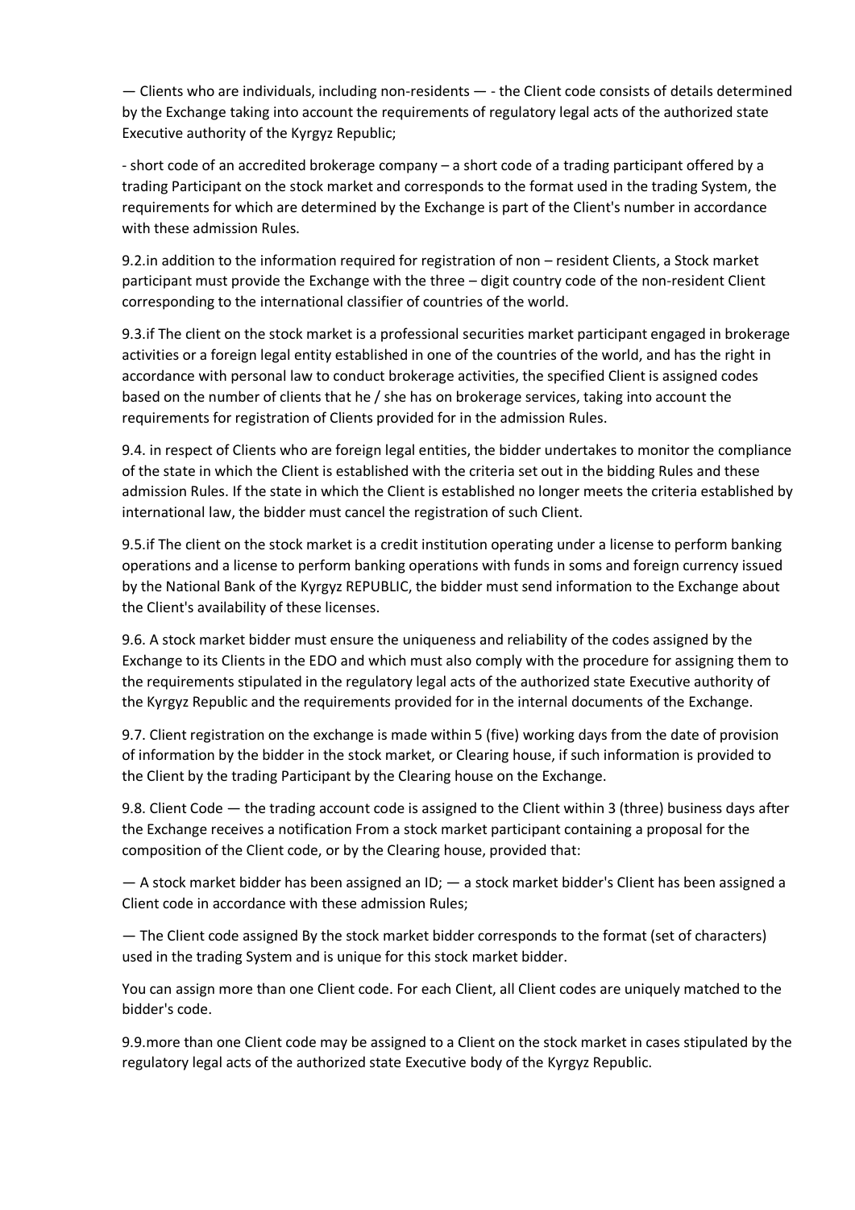— Clients who are individuals, including non-residents — - the Client code consists of details determined by the Exchange taking into account the requirements of regulatory legal acts of the authorized state Executive authority of the Kyrgyz Republic;

- short code of an accredited brokerage company – a short code of a trading participant offered by a trading Participant on the stock market and corresponds to the format used in the trading System, the requirements for which are determined by the Exchange is part of the Client's number in accordance with these admission Rules.

9.2.in addition to the information required for registration of non – resident Clients, a Stock market participant must provide the Exchange with the three – digit country code of the non-resident Client corresponding to the international classifier of countries of the world.

9.3.if The client on the stock market is a professional securities market participant engaged in brokerage activities or a foreign legal entity established in one of the countries of the world, and has the right in accordance with personal law to conduct brokerage activities, the specified Client is assigned codes based on the number of clients that he / she has on brokerage services, taking into account the requirements for registration of Clients provided for in the admission Rules.

9.4. in respect of Clients who are foreign legal entities, the bidder undertakes to monitor the compliance of the state in which the Client is established with the criteria set out in the bidding Rules and these admission Rules. If the state in which the Client is established no longer meets the criteria established by international law, the bidder must cancel the registration of such Client.

9.5.if The client on the stock market is a credit institution operating under a license to perform banking operations and a license to perform banking operations with funds in soms and foreign currency issued by the National Bank of the Kyrgyz REPUBLIC, the bidder must send information to the Exchange about the Client's availability of these licenses.

9.6. A stock market bidder must ensure the uniqueness and reliability of the codes assigned by the Exchange to its Clients in the EDO and which must also comply with the procedure for assigning them to the requirements stipulated in the regulatory legal acts of the authorized state Executive authority of the Kyrgyz Republic and the requirements provided for in the internal documents of the Exchange.

9.7. Client registration on the exchange is made within 5 (five) working days from the date of provision of information by the bidder in the stock market, or Clearing house, if such information is provided to the Client by the trading Participant by the Clearing house on the Exchange.

9.8. Client Code — the trading account code is assigned to the Client within 3 (three) business days after the Exchange receives a notification From a stock market participant containing a proposal for the composition of the Client code, or by the Clearing house, provided that:

— A stock market bidder has been assigned an ID; — a stock market bidder's Client has been assigned a Client code in accordance with these admission Rules;

— The Client code assigned By the stock market bidder corresponds to the format (set of characters) used in the trading System and is unique for this stock market bidder.

You can assign more than one Client code. For each Client, all Client codes are uniquely matched to the bidder's code.

9.9.more than one Client code may be assigned to a Client on the stock market in cases stipulated by the regulatory legal acts of the authorized state Executive body of the Kyrgyz Republic.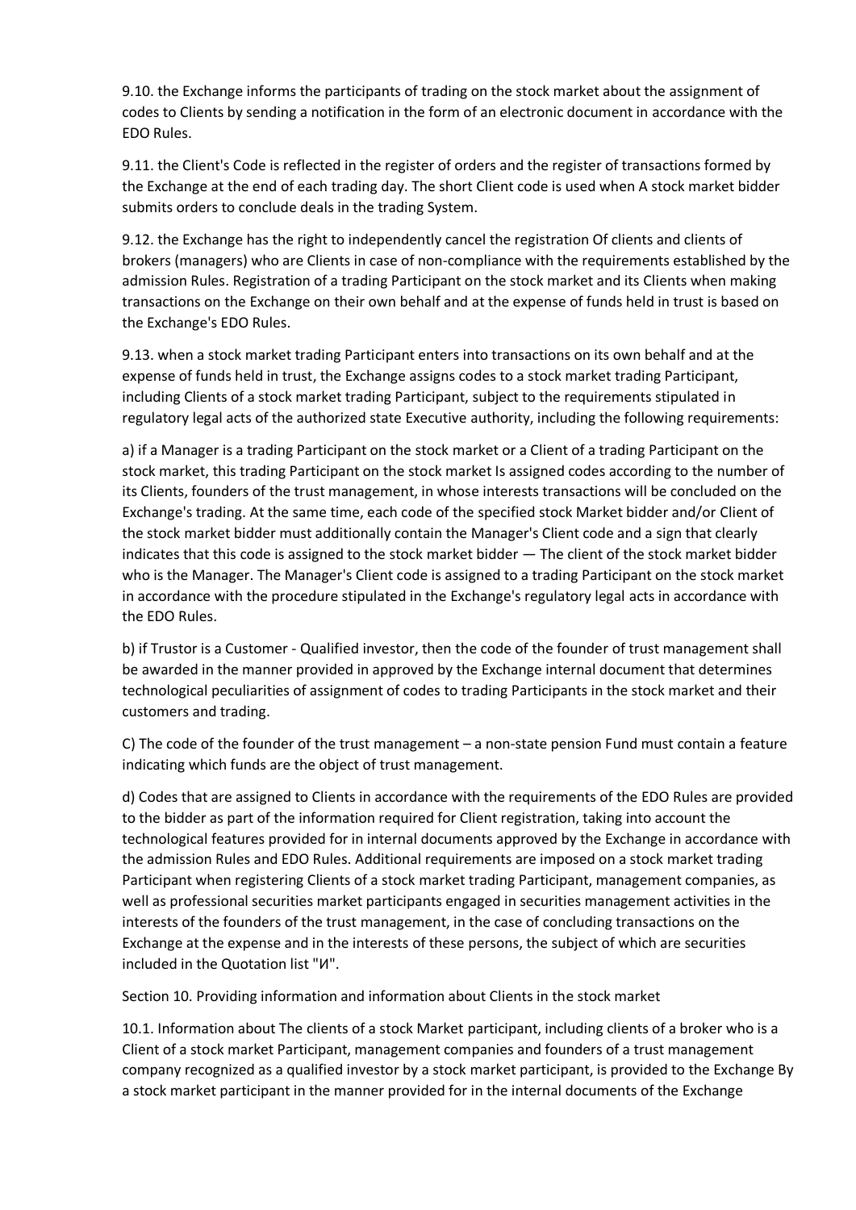9.10. the Exchange informs the participants of trading on the stock market about the assignment of codes to Clients by sending a notification in the form of an electronic document in accordance with the EDO Rules.

9.11. the Client's Code is reflected in the register of orders and the register of transactions formed by the Exchange at the end of each trading day. The short Client code is used when A stock market bidder submits orders to conclude deals in the trading System.

9.12. the Exchange has the right to independently cancel the registration Of clients and clients of brokers (managers) who are Clients in case of non-compliance with the requirements established by the admission Rules. Registration of a trading Participant on the stock market and its Clients when making transactions on the Exchange on their own behalf and at the expense of funds held in trust is based on the Exchange's EDO Rules.

9.13. when a stock market trading Participant enters into transactions on its own behalf and at the expense of funds held in trust, the Exchange assigns codes to a stock market trading Participant, including Clients of a stock market trading Participant, subject to the requirements stipulated in regulatory legal acts of the authorized state Executive authority, including the following requirements:

a) if a Manager is a trading Participant on the stock market or a Client of a trading Participant on the stock market, this trading Participant on the stock market Is assigned codes according to the number of its Clients, founders of the trust management, in whose interests transactions will be concluded on the Exchange's trading. At the same time, each code of the specified stock Market bidder and/or Client of the stock market bidder must additionally contain the Manager's Client code and a sign that clearly indicates that this code is assigned to the stock market bidder — The client of the stock market bidder who is the Manager. The Manager's Client code is assigned to a trading Participant on the stock market in accordance with the procedure stipulated in the Exchange's regulatory legal acts in accordance with the EDO Rules.

b) if Trustor is a Customer - Qualified investor, then the code of the founder of trust management shall be awarded in the manner provided in approved by the Exchange internal document that determines technological peculiarities of assignment of codes to trading Participants in the stock market and their customers and trading.

C) The code of the founder of the trust management – a non-state pension Fund must contain a feature indicating which funds are the object of trust management.

d) Codes that are assigned to Clients in accordance with the requirements of the EDO Rules are provided to the bidder as part of the information required for Client registration, taking into account the technological features provided for in internal documents approved by the Exchange in accordance with the admission Rules and EDO Rules. Additional requirements are imposed on a stock market trading Participant when registering Clients of a stock market trading Participant, management companies, as well as professional securities market participants engaged in securities management activities in the interests of the founders of the trust management, in the case of concluding transactions on the Exchange at the expense and in the interests of these persons, the subject of which are securities included in the Quotation list "И".

Section 10. Providing information and information about Clients in the stock market

10.1. Information about The clients of a stock Market participant, including clients of a broker who is a Client of a stock market Participant, management companies and founders of a trust management company recognized as a qualified investor by a stock market participant, is provided to the Exchange By a stock market participant in the manner provided for in the internal documents of the Exchange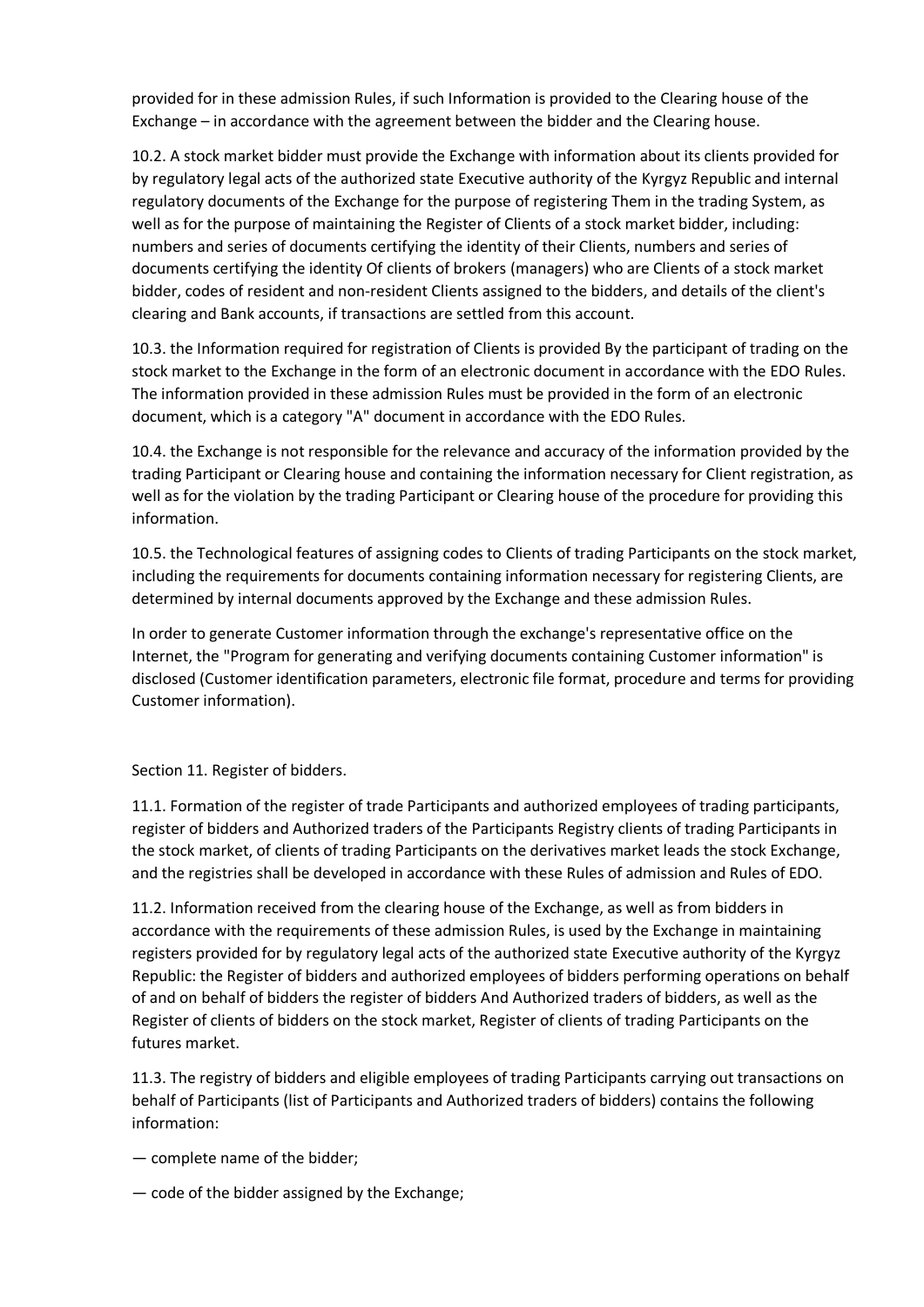provided for in these admission Rules, if such Information is provided to the Clearing house of the Exchange – in accordance with the agreement between the bidder and the Clearing house.

10.2. A stock market bidder must provide the Exchange with information about its clients provided for by regulatory legal acts of the authorized state Executive authority of the Kyrgyz Republic and internal regulatory documents of the Exchange for the purpose of registering Them in the trading System, as well as for the purpose of maintaining the Register of Clients of a stock market bidder, including: numbers and series of documents certifying the identity of their Clients, numbers and series of documents certifying the identity Of clients of brokers (managers) who are Clients of a stock market bidder, codes of resident and non-resident Clients assigned to the bidders, and details of the client's clearing and Bank accounts, if transactions are settled from this account.

10.3. the Information required for registration of Clients is provided By the participant of trading on the stock market to the Exchange in the form of an electronic document in accordance with the EDO Rules. The information provided in these admission Rules must be provided in the form of an electronic document, which is a category "A" document in accordance with the EDO Rules.

10.4. the Exchange is not responsible for the relevance and accuracy of the information provided by the trading Participant or Clearing house and containing the information necessary for Client registration, as well as for the violation by the trading Participant or Clearing house of the procedure for providing this information.

10.5. the Technological features of assigning codes to Clients of trading Participants on the stock market, including the requirements for documents containing information necessary for registering Clients, are determined by internal documents approved by the Exchange and these admission Rules.

In order to generate Customer information through the exchange's representative office on the Internet, the "Program for generating and verifying documents containing Customer information" is disclosed (Customer identification parameters, electronic file format, procedure and terms for providing Customer information).

## Section 11. Register of bidders.

11.1. Formation of the register of trade Participants and authorized employees of trading participants, register of bidders and Authorized traders of the Participants Registry clients of trading Participants in the stock market, of clients of trading Participants on the derivatives market leads the stock Exchange, and the registries shall be developed in accordance with these Rules of admission and Rules of EDO.

11.2. Information received from the clearing house of the Exchange, as well as from bidders in accordance with the requirements of these admission Rules, is used by the Exchange in maintaining registers provided for by regulatory legal acts of the authorized state Executive authority of the Kyrgyz Republic: the Register of bidders and authorized employees of bidders performing operations on behalf of and on behalf of bidders the register of bidders And Authorized traders of bidders, as well as the Register of clients of bidders on the stock market, Register of clients of trading Participants on the futures market.

11.3. The registry of bidders and eligible employees of trading Participants carrying out transactions on behalf of Participants (list of Participants and Authorized traders of bidders) contains the following information:

— complete name of the bidder;

— code of the bidder assigned by the Exchange;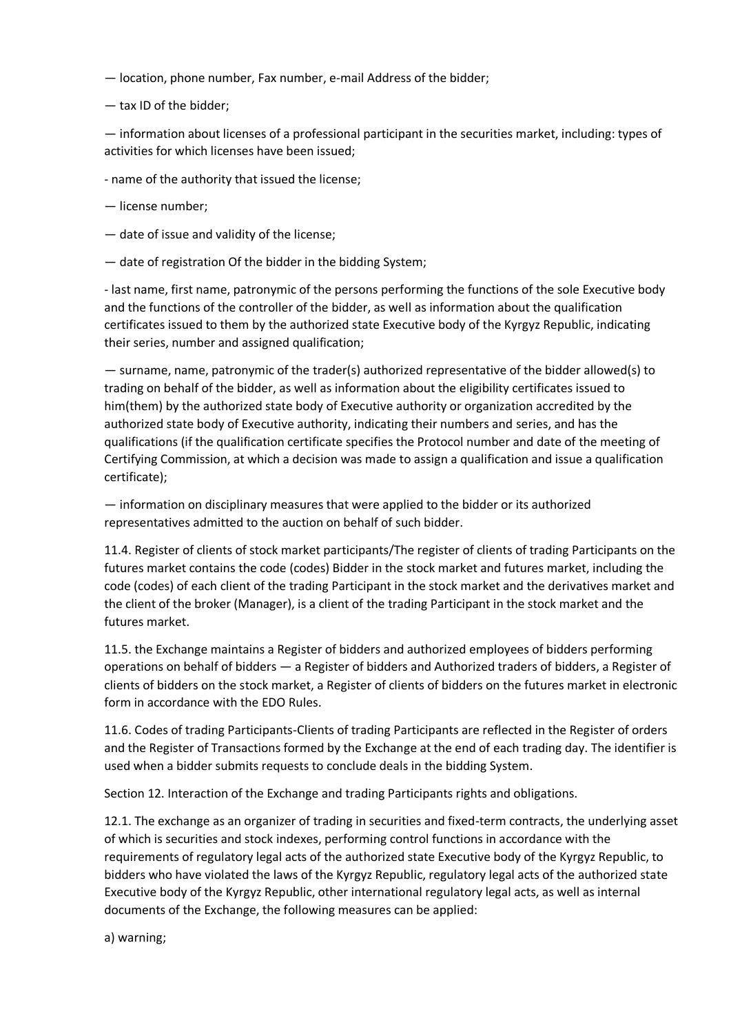— location, phone number, Fax number, e-mail Address of the bidder;

— tax ID of the bidder;

— information about licenses of a professional participant in the securities market, including: types of activities for which licenses have been issued;

- name of the authority that issued the license;

— license number;

— date of issue and validity of the license;

— date of registration Of the bidder in the bidding System;

- last name, first name, patronymic of the persons performing the functions of the sole Executive body and the functions of the controller of the bidder, as well as information about the qualification certificates issued to them by the authorized state Executive body of the Kyrgyz Republic, indicating their series, number and assigned qualification;

— surname, name, patronymic of the trader(s) authorized representative of the bidder allowed(s) to trading on behalf of the bidder, as well as information about the eligibility certificates issued to him(them) by the authorized state body of Executive authority or organization accredited by the authorized state body of Executive authority, indicating their numbers and series, and has the qualifications (if the qualification certificate specifies the Protocol number and date of the meeting of Certifying Commission, at which a decision was made to assign a qualification and issue a qualification certificate);

— information on disciplinary measures that were applied to the bidder or its authorized representatives admitted to the auction on behalf of such bidder.

11.4. Register of clients of stock market participants/The register of clients of trading Participants on the futures market contains the code (codes) Bidder in the stock market and futures market, including the code (codes) of each client of the trading Participant in the stock market and the derivatives market and the client of the broker (Manager), is a client of the trading Participant in the stock market and the futures market.

11.5. the Exchange maintains a Register of bidders and authorized employees of bidders performing operations on behalf of bidders — a Register of bidders and Authorized traders of bidders, a Register of clients of bidders on the stock market, a Register of clients of bidders on the futures market in electronic form in accordance with the EDO Rules.

11.6. Codes of trading Participants-Clients of trading Participants are reflected in the Register of orders and the Register of Transactions formed by the Exchange at the end of each trading day. The identifier is used when a bidder submits requests to conclude deals in the bidding System.

## Section 12. Interaction of the Exchange and trading Participants rights and obligations.

12.1. The exchange as an organizer of trading in securities and fixed-term contracts, the underlying asset of which is securities and stock indexes, performing control functions in accordance with the requirements of regulatory legal acts of the authorized state Executive body of the Kyrgyz Republic, to bidders who have violated the laws of the Kyrgyz Republic, regulatory legal acts of the authorized state Executive body of the Kyrgyz Republic, other international regulatory legal acts, as well as internal documents of the Exchange, the following measures can be applied:

a) warning;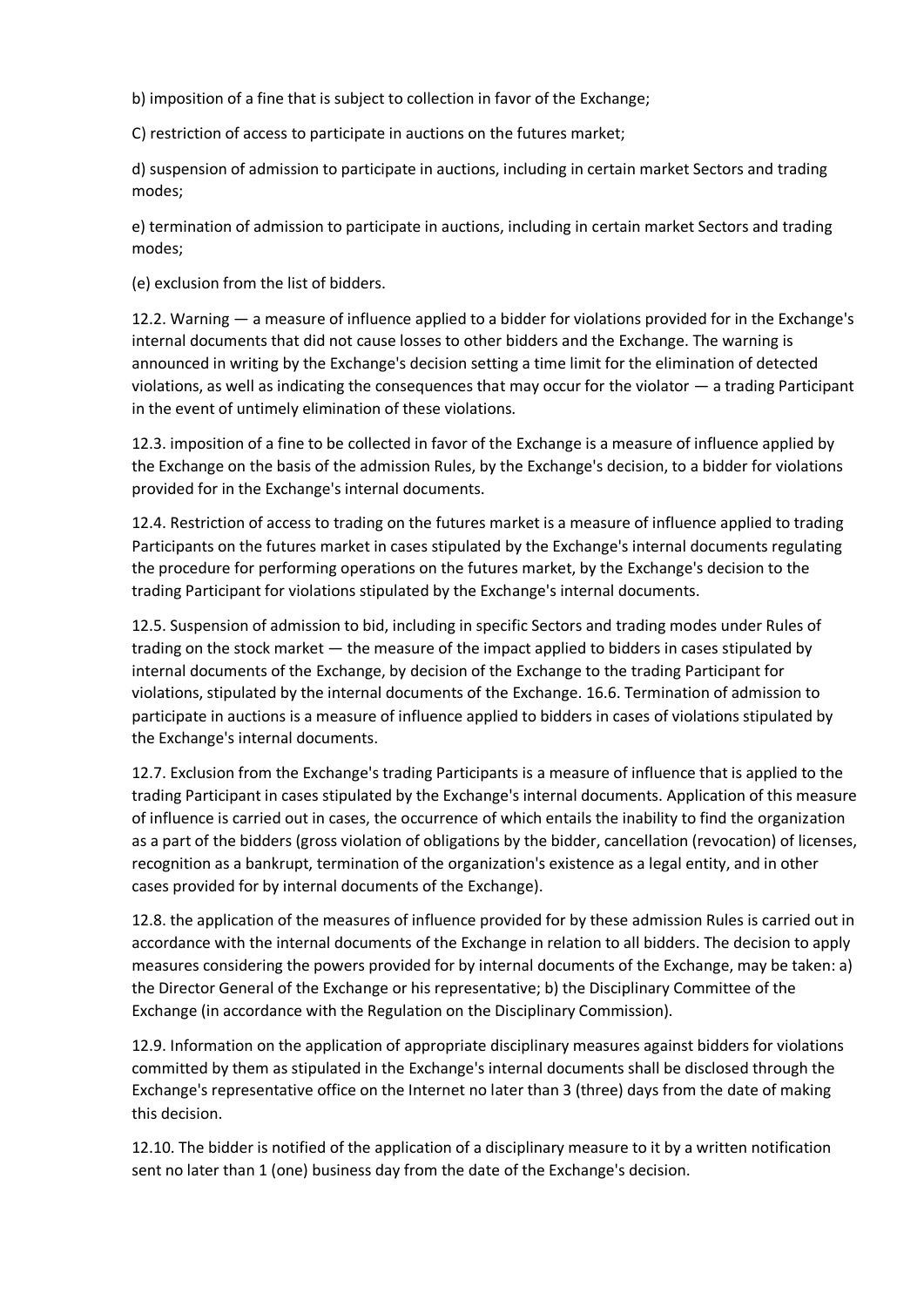b) imposition of a fine that is subject to collection in favor of the Exchange;

C) restriction of access to participate in auctions on the futures market;

d) suspension of admission to participate in auctions, including in certain market Sectors and trading modes;

e) termination of admission to participate in auctions, including in certain market Sectors and trading modes;

(e) exclusion from the list of bidders.

12.2. Warning — a measure of influence applied to a bidder for violations provided for in the Exchange's internal documents that did not cause losses to other bidders and the Exchange. The warning is announced in writing by the Exchange's decision setting a time limit for the elimination of detected violations, as well as indicating the consequences that may occur for the violator — a trading Participant in the event of untimely elimination of these violations.

12.3. imposition of a fine to be collected in favor of the Exchange is a measure of influence applied by the Exchange on the basis of the admission Rules, by the Exchange's decision, to a bidder for violations provided for in the Exchange's internal documents.

12.4. Restriction of access to trading on the futures market is a measure of influence applied to trading Participants on the futures market in cases stipulated by the Exchange's internal documents regulating the procedure for performing operations on the futures market, by the Exchange's decision to the trading Participant for violations stipulated by the Exchange's internal documents.

12.5. Suspension of admission to bid, including in specific Sectors and trading modes under Rules of trading on the stock market — the measure of the impact applied to bidders in cases stipulated by internal documents of the Exchange, by decision of the Exchange to the trading Participant for violations, stipulated by the internal documents of the Exchange. 16.6. Termination of admission to participate in auctions is a measure of influence applied to bidders in cases of violations stipulated by the Exchange's internal documents.

12.7. Exclusion from the Exchange's trading Participants is a measure of influence that is applied to the trading Participant in cases stipulated by the Exchange's internal documents. Application of this measure of influence is carried out in cases, the occurrence of which entails the inability to find the organization as a part of the bidders (gross violation of obligations by the bidder, cancellation (revocation) of licenses, recognition as a bankrupt, termination of the organization's existence as a legal entity, and in other cases provided for by internal documents of the Exchange).

12.8. the application of the measures of influence provided for by these admission Rules is carried out in accordance with the internal documents of the Exchange in relation to all bidders. The decision to apply measures considering the powers provided for by internal documents of the Exchange, may be taken: a) the Director General of the Exchange or his representative; b) the Disciplinary Committee of the Exchange (in accordance with the Regulation on the Disciplinary Commission).

12.9. Information on the application of appropriate disciplinary measures against bidders for violations committed by them as stipulated in the Exchange's internal documents shall be disclosed through the Exchange's representative office on the Internet no later than 3 (three) days from the date of making this decision.

12.10. The bidder is notified of the application of a disciplinary measure to it by a written notification sent no later than 1 (one) business day from the date of the Exchange's decision.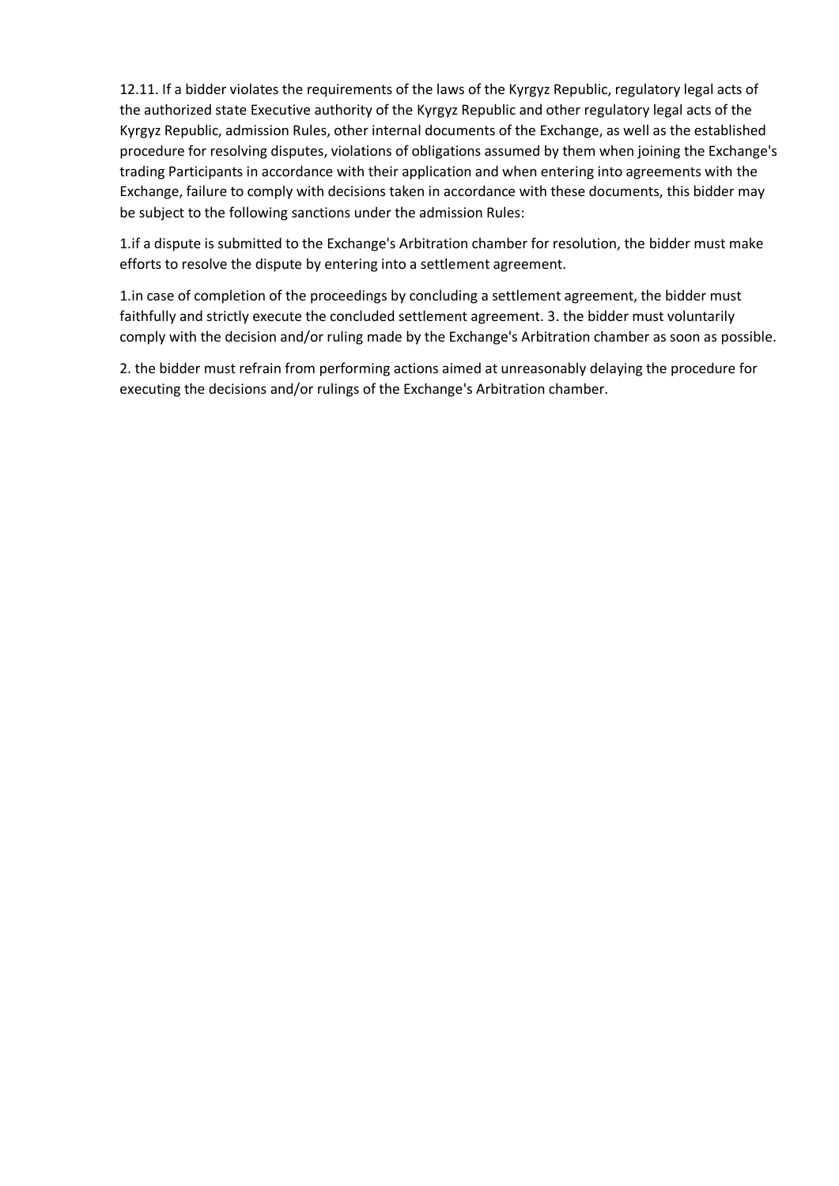12.11. If a bidder violates the requirements of the laws of the Kyrgyz Republic, regulatory legal acts of the authorized state Executive authority of the Kyrgyz Republic and other regulatory legal acts of the Kyrgyz Republic, admission Rules, other internal documents of the Exchange, as well as the established procedure for resolving disputes, violations of obligations assumed by them when joining the Exchange's trading Participants in accordance with their application and when entering into agreements with the Exchange, failure to comply with decisions taken in accordance with these documents, this bidder may be subject to the following sanctions under the admission Rules:

1.if a dispute is submitted to the Exchange's Arbitration chamber for resolution, the bidder must make efforts to resolve the dispute by entering into a settlement agreement.

1.in case of completion of the proceedings by concluding a settlement agreement, the bidder must faithfully and strictly execute the concluded settlement agreement. 3. the bidder must voluntarily comply with the decision and/or ruling made by the Exchange's Arbitration chamber as soon as possible.

2. the bidder must refrain from performing actions aimed at unreasonably delaying the procedure for executing the decisions and/or rulings of the Exchange's Arbitration chamber.